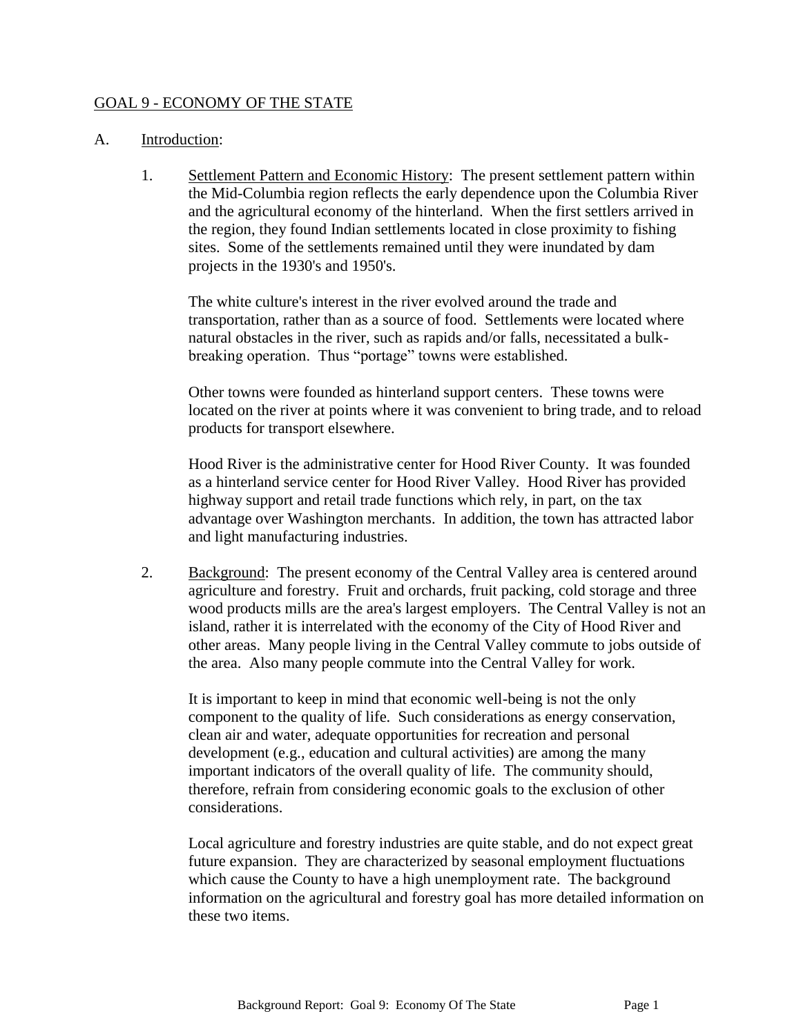## GOAL 9 - ECONOMY OF THE STATE

A. Introduction:

1. Settlement Pattern and Economic History: The present settlement pattern within the Mid-Columbia region reflects the early dependence upon the Columbia River and the agricultural economy of the hinterland. When the first settlers arrived in the region, they found Indian settlements located in close proximity to fishing sites. Some of the settlements remained until they were inundated by dam projects in the 1930's and 1950's.

   The white culture's interest in the river evolved around the trade and transportation, rather than as a source of food. Settlements were located where natural obstacles in the river, such as rapids and/or falls, necessitated a bulk-breaking operation. Thus "portage" towns were established.

   Other towns were founded as hinterland support centers. These towns were located on the river at points where it was convenient to bring trade, and to reload products for transport elsewhere.

   Hood River is the administrative center for Hood River County. It was founded as a hinterland service center for Hood River Valley. Hood River has provided highway support and retail trade functions which rely, in part, on the tax advantage over Washington merchants. In addition, the town has attracted labor and light manufacturing industries.

2. Background: The present economy of the Central Valley area is centered around agriculture and forestry. Fruit and orchards, fruit packing, cold storage and three wood products mills are the area's largest employers. The Central Valley is not an island, rather it is interrelated with the economy of the City of Hood River and other areas. Many people living in the Central Valley commute to jobs outside of the area. Also many people commute into the Central Valley for work.

   It is important to keep in mind that economic well-being is not the only component to the quality of life. Such considerations as energy conservation, clean air and water, adequate opportunities for recreation and personal development (e.g., education and cultural activities) are among the many important indicators of the overall quality of life. The community should, therefore, refrain from considering economic goals to the exclusion of other considerations.

   Local agriculture and forestry industries are quite stable, and do not expect great future expansion. They are characterized by seasonal employment fluctuations which cause the County to have a high unemployment rate. The background information on the agricultural and forestry goal has more detailed information on these two items.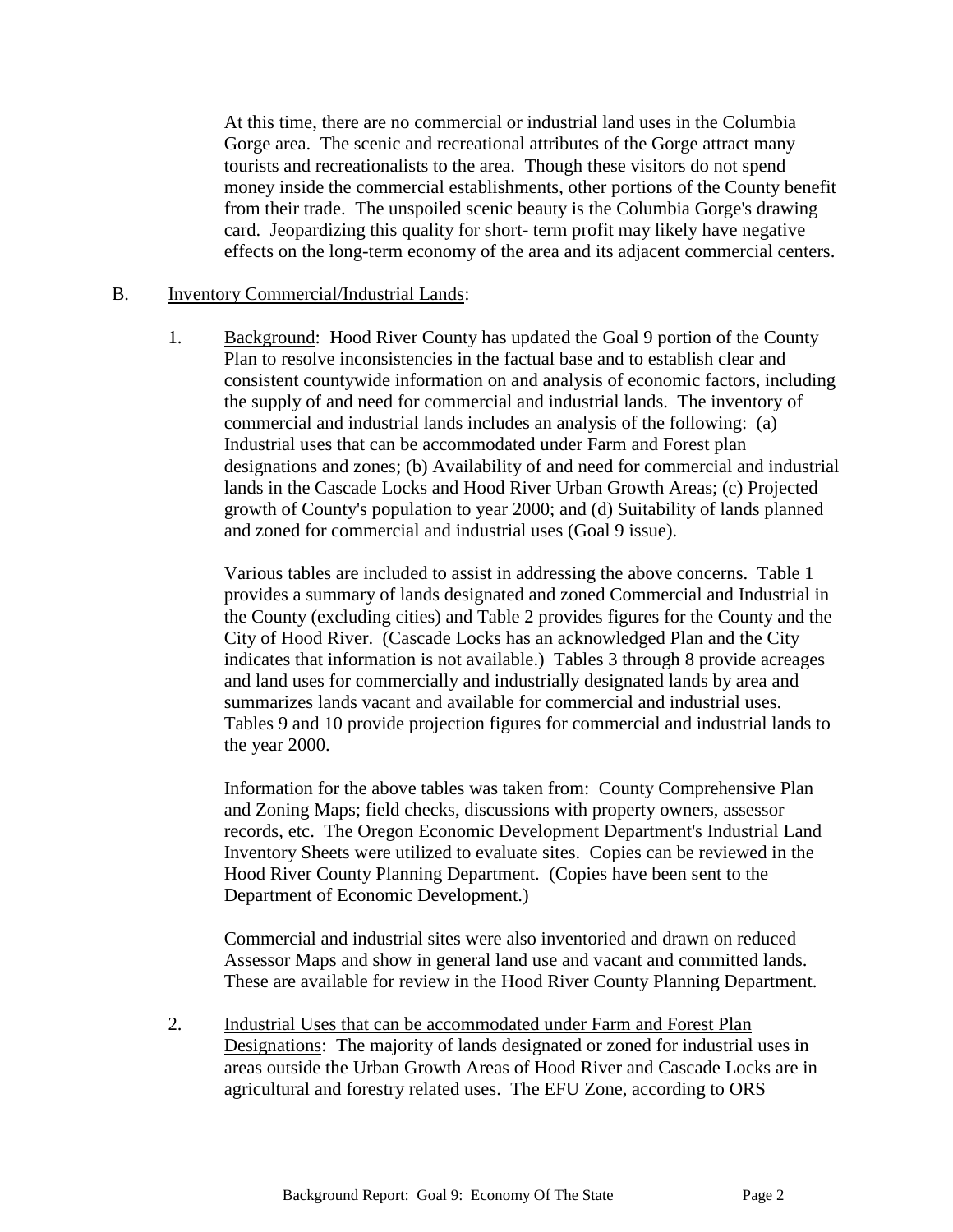At this time, there are no commercial or industrial land uses in the Columbia Gorge area. The scenic and recreational attributes of the Gorge attract many tourists and recreationalists to the area. Though these visitors do not spend money inside the commercial establishments, other portions of the County benefit from their trade. The unspoiled scenic beauty is the Columbia Gorge's drawing card. Jeopardizing this quality for short- term profit may likely have negative effects on the long-term economy of the area and its adjacent commercial centers.

B. Inventory Commercial/Industrial Lands:

1. Background: Hood River County has updated the Goal 9 portion of the County Plan to resolve inconsistencies in the factual base and to establish clear and consistent countywide information on and analysis of economic factors, including the supply of and need for commercial and industrial lands. The inventory of commercial and industrial lands includes an analysis of the following: (a) Industrial uses that can be accommodated under Farm and Forest plan designations and zones; (b) Availability of and need for commercial and industrial lands in the Cascade Locks and Hood River Urban Growth Areas; (c) Projected growth of County's population to year 2000; and (d) Suitability of lands planned and zoned for commercial and industrial uses (Goal 9 issue).

   Various tables are included to assist in addressing the above concerns. Table 1 provides a summary of lands designated and zoned Commercial and Industrial in the County (excluding cities) and Table 2 provides figures for the County and the City of Hood River. (Cascade Locks has an acknowledged Plan and the City indicates that information is not available.) Tables 3 through 8 provide acreages and land uses for commercially and industrially designated lands by area and summarizes lands vacant and available for commercial and industrial uses. Tables 9 and 10 provide projection figures for commercial and industrial lands to the year 2000.

   Information for the above tables was taken from: County Comprehensive Plan and Zoning Maps; field checks, discussions with property owners, assessor records, etc. The Oregon Economic Development Department's Industrial Land Inventory Sheets were utilized to evaluate sites. Copies can be reviewed in the Hood River County Planning Department. (Copies have been sent to the Department of Economic Development.)

   Commercial and industrial sites were also inventoried and drawn on reduced Assessor Maps and show in general land use and vacant and committed lands. These are available for review in the Hood River County Planning Department.

2. Industrial Uses that can be accommodated under Farm and Forest Plan Designations: The majority of lands designated or zoned for industrial uses in areas outside the Urban Growth Areas of Hood River and Cascade Locks are in agricultural and forestry related uses. The EFU Zone, according to ORS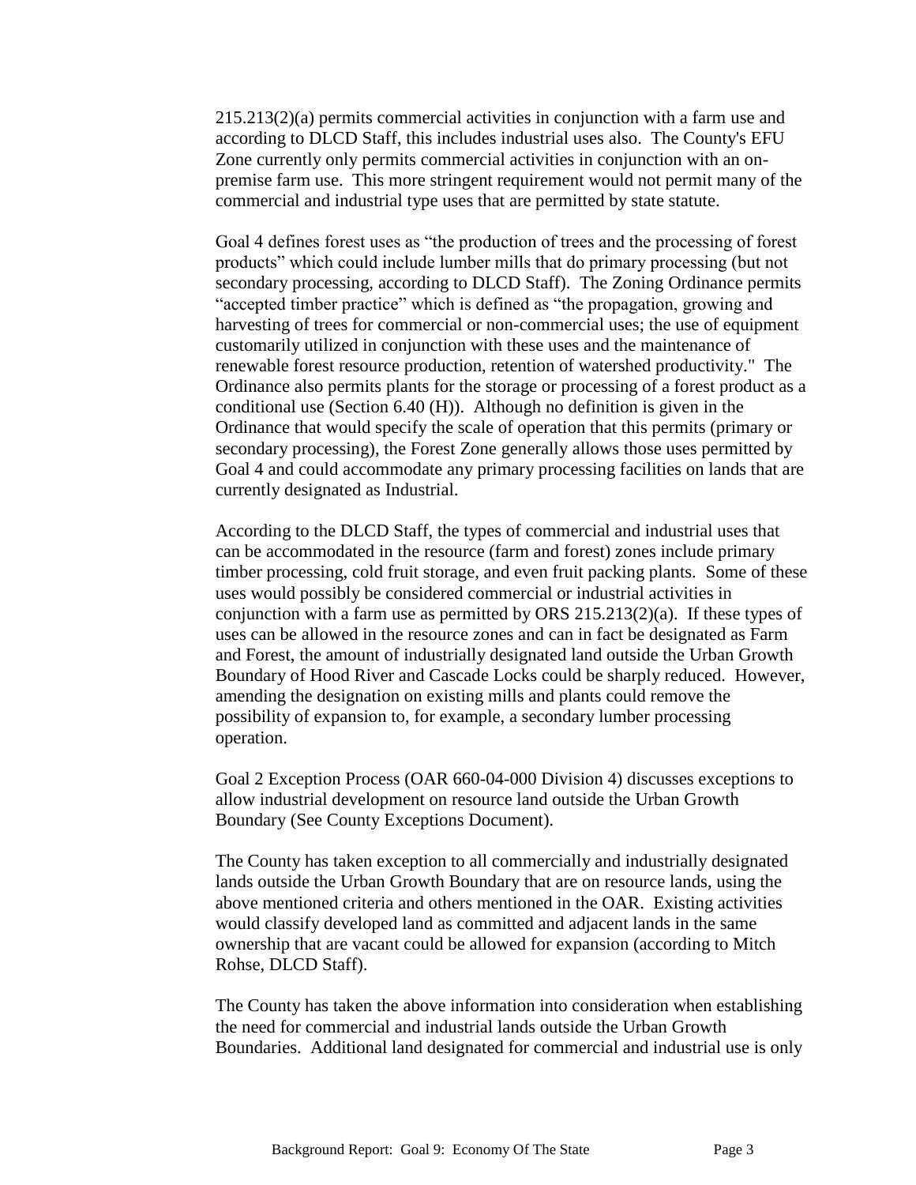215.213(2)(a) permits commercial activities in conjunction with a farm use and according to DLCD Staff, this includes industrial uses also. The County's EFU Zone currently only permits commercial activities in conjunction with an on-premise farm use. This more stringent requirement would not permit many of the commercial and industrial type uses that are permitted by state statute.

Goal 4 defines forest uses as "the production of trees and the processing of forest products" which could include lumber mills that do primary processing (but not secondary processing, according to DLCD Staff). The Zoning Ordinance permits "accepted timber practice" which is defined as "the propagation, growing and harvesting of trees for commercial or non-commercial uses; the use of equipment customarily utilized in conjunction with these uses and the maintenance of renewable forest resource production, retention of watershed productivity." The Ordinance also permits plants for the storage or processing of a forest product as a conditional use (Section 6.40 (H)). Although no definition is given in the Ordinance that would specify the scale of operation that this permits (primary or secondary processing), the Forest Zone generally allows those uses permitted by Goal 4 and could accommodate any primary processing facilities on lands that are currently designated as Industrial.

According to the DLCD Staff, the types of commercial and industrial uses that can be accommodated in the resource (farm and forest) zones include primary timber processing, cold fruit storage, and even fruit packing plants. Some of these uses would possibly be considered commercial or industrial activities in conjunction with a farm use as permitted by ORS 215.213(2)(a). If these types of uses can be allowed in the resource zones and can in fact be designated as Farm and Forest, the amount of industrially designated land outside the Urban Growth Boundary of Hood River and Cascade Locks could be sharply reduced. However, amending the designation on existing mills and plants could remove the possibility of expansion to, for example, a secondary lumber processing operation.

Goal 2 Exception Process (OAR 660-04-000 Division 4) discusses exceptions to allow industrial development on resource land outside the Urban Growth Boundary (See County Exceptions Document).

The County has taken exception to all commercially and industrially designated lands outside the Urban Growth Boundary that are on resource lands, using the above mentioned criteria and others mentioned in the OAR. Existing activities would classify developed land as committed and adjacent lands in the same ownership that are vacant could be allowed for expansion (according to Mitch Rohse, DLCD Staff).

The County has taken the above information into consideration when establishing the need for commercial and industrial lands outside the Urban Growth Boundaries. Additional land designated for commercial and industrial use is only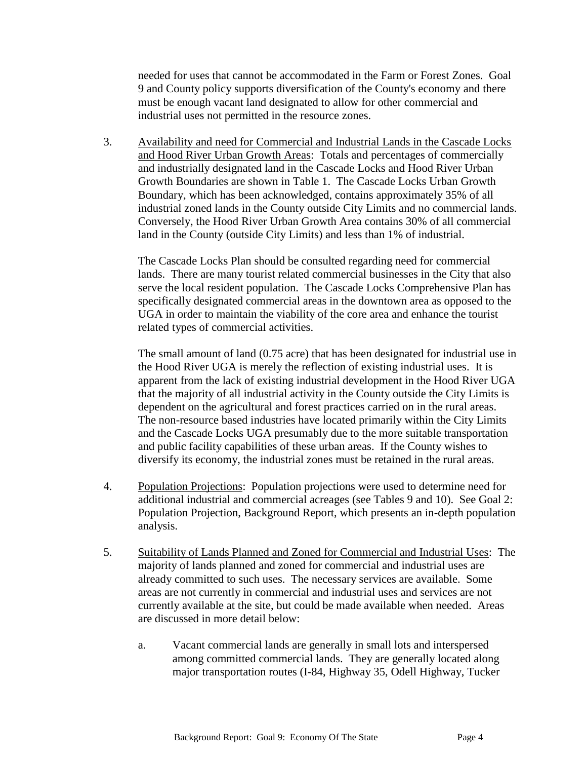needed for uses that cannot be accommodated in the Farm or Forest Zones. Goal 9 and County policy supports diversification of the County's economy and there must be enough vacant land designated to allow for other commercial and industrial uses not permitted in the resource zones.

3. <u>Availability and need for Commercial and Industrial Lands in the Cascade Locks and Hood River Urban Growth Areas</u>: Totals and percentages of commercially and industrially designated land in the Cascade Locks and Hood River Urban Growth Boundaries are shown in Table 1. The Cascade Locks Urban Growth Boundary, which has been acknowledged, contains approximately 35% of all industrial zoned lands in the County outside City Limits and no commercial lands. Conversely, the Hood River Urban Growth Area contains 30% of all commercial land in the County (outside City Limits) and less than 1% of industrial.

   The Cascade Locks Plan should be consulted regarding need for commercial lands. There are many tourist related commercial businesses in the City that also serve the local resident population. The Cascade Locks Comprehensive Plan has specifically designated commercial areas in the downtown area as opposed to the UGA in order to maintain the viability of the core area and enhance the tourist related types of commercial activities.

   The small amount of land (0.75 acre) that has been designated for industrial use in the Hood River UGA is merely the reflection of existing industrial uses. It is apparent from the lack of existing industrial development in the Hood River UGA that the majority of all industrial activity in the County outside the City Limits is dependent on the agricultural and forest practices carried on in the rural areas. The non-resource based industries have located primarily within the City Limits and the Cascade Locks UGA presumably due to the more suitable transportation and public facility capabilities of these urban areas. If the County wishes to diversify its economy, the industrial zones must be retained in the rural areas.

4. <u>Population Projections</u>: Population projections were used to determine need for additional industrial and commercial acreages (see Tables 9 and 10). See Goal 2: Population Projection, Background Report, which presents an in-depth population analysis.

5. <u>Suitability of Lands Planned and Zoned for Commercial and Industrial Uses</u>: The majority of lands planned and zoned for commercial and industrial uses are already committed to such uses. The necessary services are available. Some areas are not currently in commercial and industrial uses and services are not currently available at the site, but could be made available when needed. Areas are discussed in more detail below:

   a. Vacant commercial lands are generally in small lots and interspersed among committed commercial lands. They are generally located along major transportation routes (I-84, Highway 35, Odell Highway, Tucker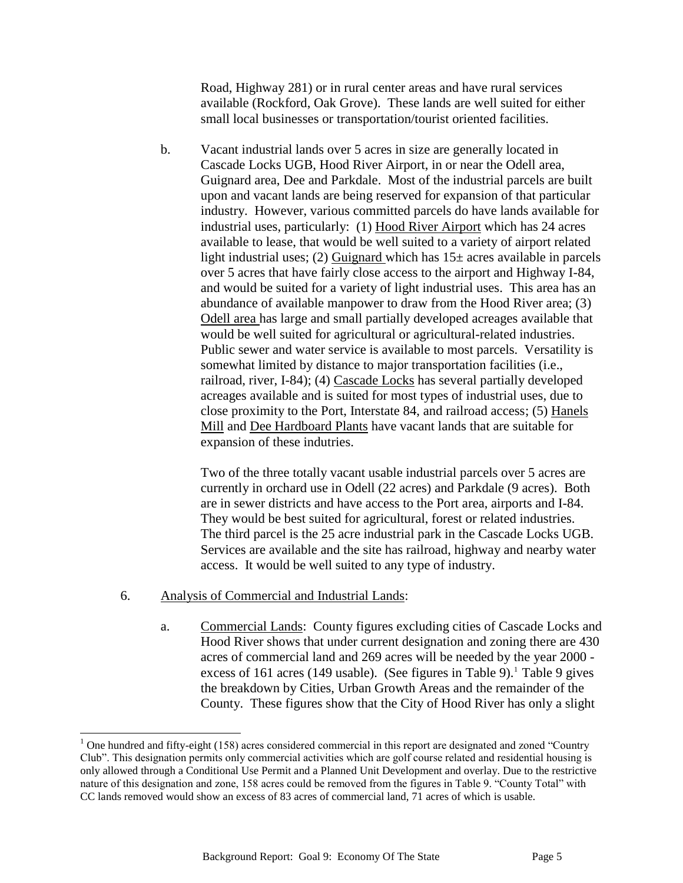Road, Highway 281) or in rural center areas and have rural services available (Rockford, Oak Grove). These lands are well suited for either small local businesses or transportation/tourist oriented facilities.

b. Vacant industrial lands over 5 acres in size are generally located in Cascade Locks UGB, Hood River Airport, in or near the Odell area, Guignard area, Dee and Parkdale. Most of the industrial parcels are built upon and vacant lands are being reserved for expansion of that particular industry. However, various committed parcels do have lands available for industrial uses, particularly: (1) Hood River Airport which has 24 acres available to lease, that would be well suited to a variety of airport related light industrial uses; (2) Guignard which has 15± acres available in parcels over 5 acres that have fairly close access to the airport and Highway I-84, and would be suited for a variety of light industrial uses. This area has an abundance of available manpower to draw from the Hood River area; (3) Odell area has large and small partially developed acreages available that would be well suited for agricultural or agricultural-related industries. Public sewer and water service is available to most parcels. Versatility is somewhat limited by distance to major transportation facilities (i.e., railroad, river, I-84); (4) Cascade Locks has several partially developed acreages available and is suited for most types of industrial uses, due to close proximity to the Port, Interstate 84, and railroad access; (5) Hanels Mill and Dee Hardboard Plants have vacant lands that are suitable for expansion of these indutries.

   Two of the three totally vacant usable industrial parcels over 5 acres are currently in orchard use in Odell (22 acres) and Parkdale (9 acres). Both are in sewer districts and have access to the Port area, airports and I-84. They would be best suited for agricultural, forest or related industries. The third parcel is the 25 acre industrial park in the Cascade Locks UGB. Services are available and the site has railroad, highway and nearby water access. It would be well suited to any type of industry.

6. Analysis of Commercial and Industrial Lands:

   a. Commercial Lands: County figures excluding cities of Cascade Locks and Hood River shows that under current designation and zoning there are 430 acres of commercial land and 269 acres will be needed by the year 2000 - excess of 161 acres (149 usable). (See figures in Table 9).[1] Table 9 gives the breakdown by Cities, Urban Growth Areas and the remainder of the County. These figures show that the City of Hood River has only a slight

[1] One hundred and fifty-eight (158) acres considered commercial in this report are designated and zoned "Country Club". This designation permits only commercial activities which are golf course related and residential housing is only allowed through a Conditional Use Permit and a Planned Unit Development and overlay. Due to the restrictive nature of this designation and zone, 158 acres could be removed from the figures in Table 9. "County Total" with CC lands removed would show an excess of 83 acres of commercial land, 71 acres of which is usable.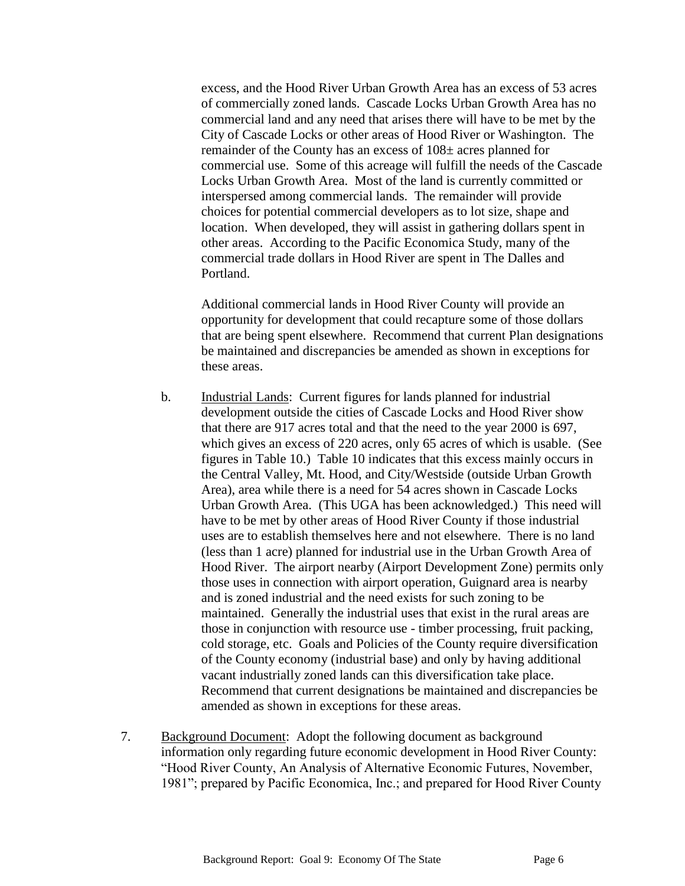excess, and the Hood River Urban Growth Area has an excess of 53 acres of commercially zoned lands. Cascade Locks Urban Growth Area has no commercial land and any need that arises there will have to be met by the City of Cascade Locks or other areas of Hood River or Washington. The remainder of the County has an excess of 108± acres planned for commercial use. Some of this acreage will fulfill the needs of the Cascade Locks Urban Growth Area. Most of the land is currently committed or interspersed among commercial lands. The remainder will provide choices for potential commercial developers as to lot size, shape and location. When developed, they will assist in gathering dollars spent in other areas. According to the Pacific Economica Study, many of the commercial trade dollars in Hood River are spent in The Dalles and Portland.

Additional commercial lands in Hood River County will provide an opportunity for development that could recapture some of those dollars that are being spent elsewhere. Recommend that current Plan designations be maintained and discrepancies be amended as shown in exceptions for these areas.

b. <u>Industrial Lands</u>: Current figures for lands planned for industrial development outside the cities of Cascade Locks and Hood River show that there are 917 acres total and that the need to the year 2000 is 697, which gives an excess of 220 acres, only 65 acres of which is usable. (See figures in Table 10.) Table 10 indicates that this excess mainly occurs in the Central Valley, Mt. Hood, and City/Westside (outside Urban Growth Area), area while there is a need for 54 acres shown in Cascade Locks Urban Growth Area. (This UGA has been acknowledged.) This need will have to be met by other areas of Hood River County if those industrial uses are to establish themselves here and not elsewhere. There is no land (less than 1 acre) planned for industrial use in the Urban Growth Area of Hood River. The airport nearby (Airport Development Zone) permits only those uses in connection with airport operation, Guignard area is nearby and is zoned industrial and the need exists for such zoning to be maintained. Generally the industrial uses that exist in the rural areas are those in conjunction with resource use - timber processing, fruit packing, cold storage, etc. Goals and Policies of the County require diversification of the County economy (industrial base) and only by having additional vacant industrially zoned lands can this diversification take place. Recommend that current designations be maintained and discrepancies be amended as shown in exceptions for these areas.

7. <u>Background Document</u>: Adopt the following document as background information only regarding future economic development in Hood River County: "Hood River County, An Analysis of Alternative Economic Futures, November, 1981"; prepared by Pacific Economica, Inc.; and prepared for Hood River County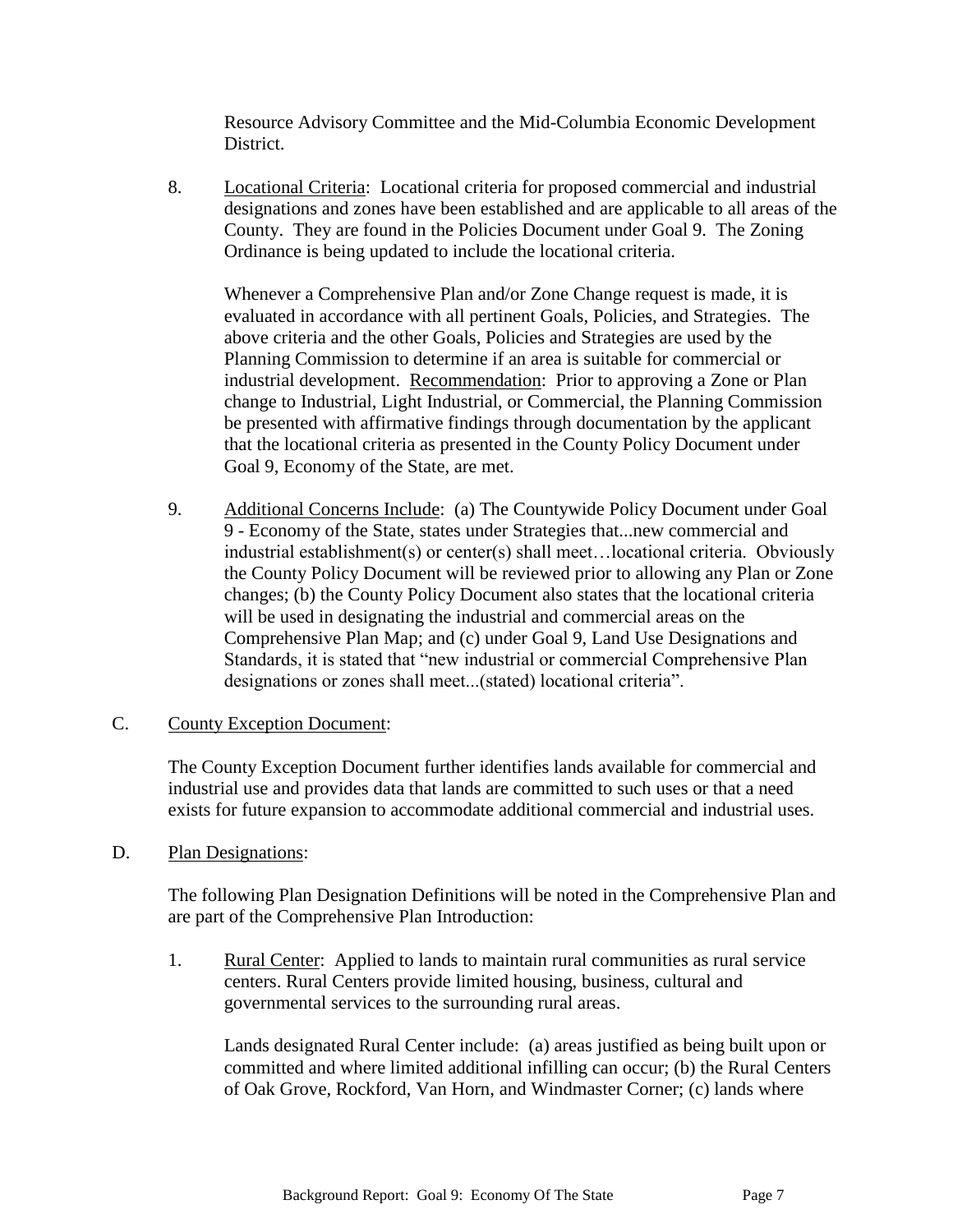Resource Advisory Committee and the Mid-Columbia Economic Development District.

8. Locational Criteria: Locational criteria for proposed commercial and industrial designations and zones have been established and are applicable to all areas of the County. They are found in the Policies Document under Goal 9. The Zoning Ordinance is being updated to include the locational criteria.

   Whenever a Comprehensive Plan and/or Zone Change request is made, it is evaluated in accordance with all pertinent Goals, Policies, and Strategies. The above criteria and the other Goals, Policies and Strategies are used by the Planning Commission to determine if an area is suitable for commercial or industrial development. Recommendation: Prior to approving a Zone or Plan change to Industrial, Light Industrial, or Commercial, the Planning Commission be presented with affirmative findings through documentation by the applicant that the locational criteria as presented in the County Policy Document under Goal 9, Economy of the State, are met.

9. Additional Concerns Include: (a) The Countywide Policy Document under Goal 9 - Economy of the State, states under Strategies that...new commercial and industrial establishment(s) or center(s) shall meet…locational criteria. Obviously the County Policy Document will be reviewed prior to allowing any Plan or Zone changes; (b) the County Policy Document also states that the locational criteria will be used in designating the industrial and commercial areas on the Comprehensive Plan Map; and (c) under Goal 9, Land Use Designations and Standards, it is stated that "new industrial or commercial Comprehensive Plan designations or zones shall meet...(stated) locational criteria".

C. County Exception Document:

The County Exception Document further identifies lands available for commercial and industrial use and provides data that lands are committed to such uses or that a need exists for future expansion to accommodate additional commercial and industrial uses.

D. Plan Designations:

The following Plan Designation Definitions will be noted in the Comprehensive Plan and are part of the Comprehensive Plan Introduction:

1. Rural Center: Applied to lands to maintain rural communities as rural service centers. Rural Centers provide limited housing, business, cultural and governmental services to the surrounding rural areas.

   Lands designated Rural Center include: (a) areas justified as being built upon or committed and where limited additional infilling can occur; (b) the Rural Centers of Oak Grove, Rockford, Van Horn, and Windmaster Corner; (c) lands where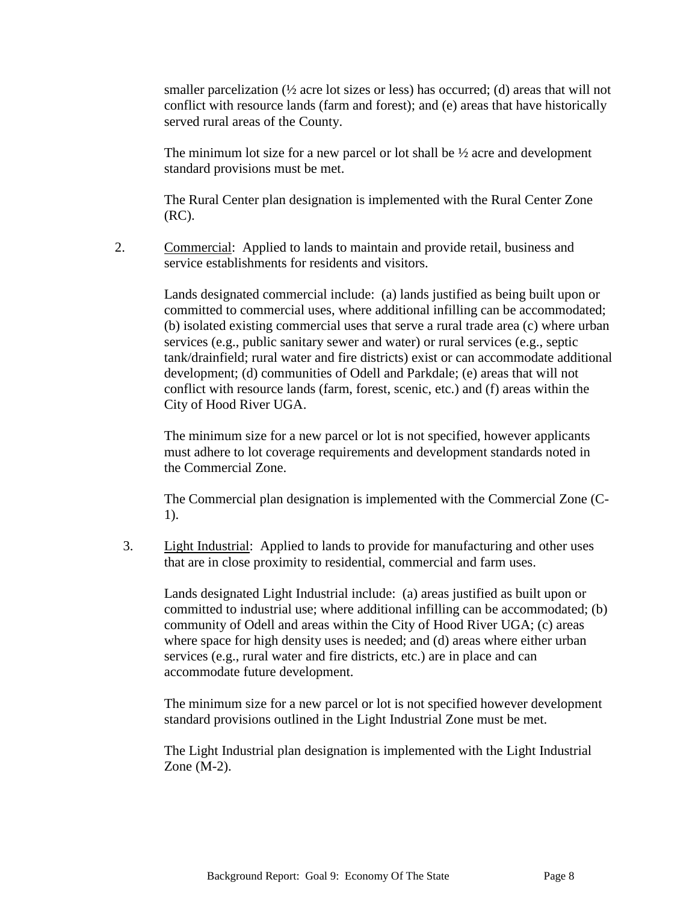smaller parcelization (½ acre lot sizes or less) has occurred; (d) areas that will not conflict with resource lands (farm and forest); and (e) areas that have historically served rural areas of the County.

The minimum lot size for a new parcel or lot shall be ½ acre and development standard provisions must be met.

The Rural Center plan designation is implemented with the Rural Center Zone (RC).

2. Commercial: Applied to lands to maintain and provide retail, business and service establishments for residents and visitors.

   Lands designated commercial include: (a) lands justified as being built upon or committed to commercial uses, where additional infilling can be accommodated; (b) isolated existing commercial uses that serve a rural trade area (c) where urban services (e.g., public sanitary sewer and water) or rural services (e.g., septic tank/drainfield; rural water and fire districts) exist or can accommodate additional development; (d) communities of Odell and Parkdale; (e) areas that will not conflict with resource lands (farm, forest, scenic, etc.) and (f) areas within the City of Hood River UGA.

   The minimum size for a new parcel or lot is not specified, however applicants must adhere to lot coverage requirements and development standards noted in the Commercial Zone.

   The Commercial plan designation is implemented with the Commercial Zone (C-1).

3. Light Industrial: Applied to lands to provide for manufacturing and other uses that are in close proximity to residential, commercial and farm uses.

   Lands designated Light Industrial include: (a) areas justified as built upon or committed to industrial use; where additional infilling can be accommodated; (b) community of Odell and areas within the City of Hood River UGA; (c) areas where space for high density uses is needed; and (d) areas where either urban services (e.g., rural water and fire districts, etc.) are in place and can accommodate future development.

   The minimum size for a new parcel or lot is not specified however development standard provisions outlined in the Light Industrial Zone must be met.

   The Light Industrial plan designation is implemented with the Light Industrial Zone (M-2).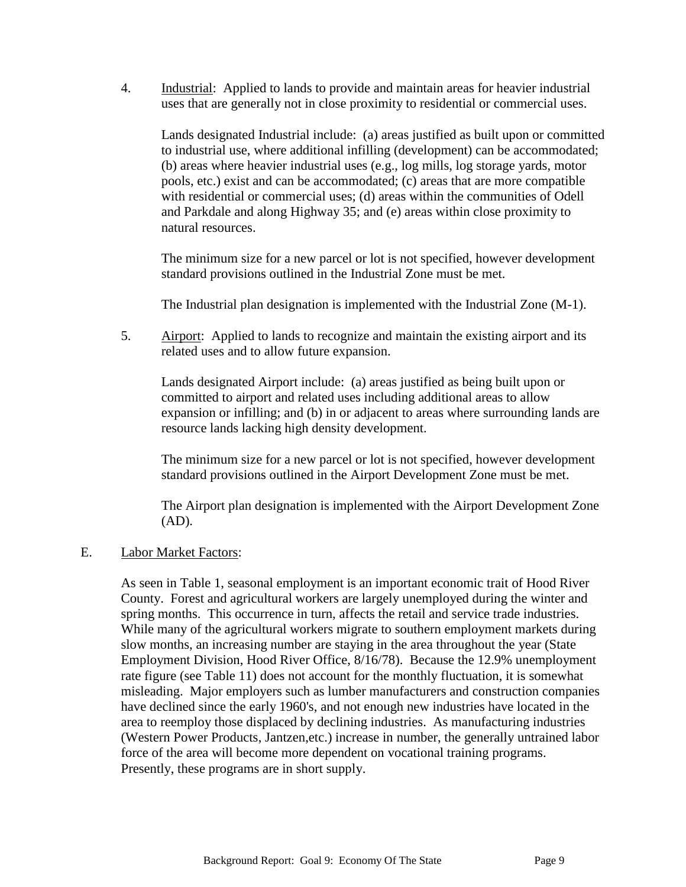4. Industrial: Applied to lands to provide and maintain areas for heavier industrial uses that are generally not in close proximity to residential or commercial uses.

   Lands designated Industrial include: (a) areas justified as built upon or committed to industrial use, where additional infilling (development) can be accommodated; (b) areas where heavier industrial uses (e.g., log mills, log storage yards, motor pools, etc.) exist and can be accommodated; (c) areas that are more compatible with residential or commercial uses; (d) areas within the communities of Odell and Parkdale and along Highway 35; and (e) areas within close proximity to natural resources.

   The minimum size for a new parcel or lot is not specified, however development standard provisions outlined in the Industrial Zone must be met.

   The Industrial plan designation is implemented with the Industrial Zone (M-1).

5. Airport: Applied to lands to recognize and maintain the existing airport and its related uses and to allow future expansion.

   Lands designated Airport include: (a) areas justified as being built upon or committed to airport and related uses including additional areas to allow expansion or infilling; and (b) in or adjacent to areas where surrounding lands are resource lands lacking high density development.

   The minimum size for a new parcel or lot is not specified, however development standard provisions outlined in the Airport Development Zone must be met.

   The Airport plan designation is implemented with the Airport Development Zone (AD).

E. Labor Market Factors:

As seen in Table 1, seasonal employment is an important economic trait of Hood River County. Forest and agricultural workers are largely unemployed during the winter and spring months. This occurrence in turn, affects the retail and service trade industries. While many of the agricultural workers migrate to southern employment markets during slow months, an increasing number are staying in the area throughout the year (State Employment Division, Hood River Office, 8/16/78). Because the 12.9% unemployment rate figure (see Table 11) does not account for the monthly fluctuation, it is somewhat misleading. Major employers such as lumber manufacturers and construction companies have declined since the early 1960's, and not enough new industries have located in the area to reemploy those displaced by declining industries. As manufacturing industries (Western Power Products, Jantzen,etc.) increase in number, the generally untrained labor force of the area will become more dependent on vocational training programs. Presently, these programs are in short supply.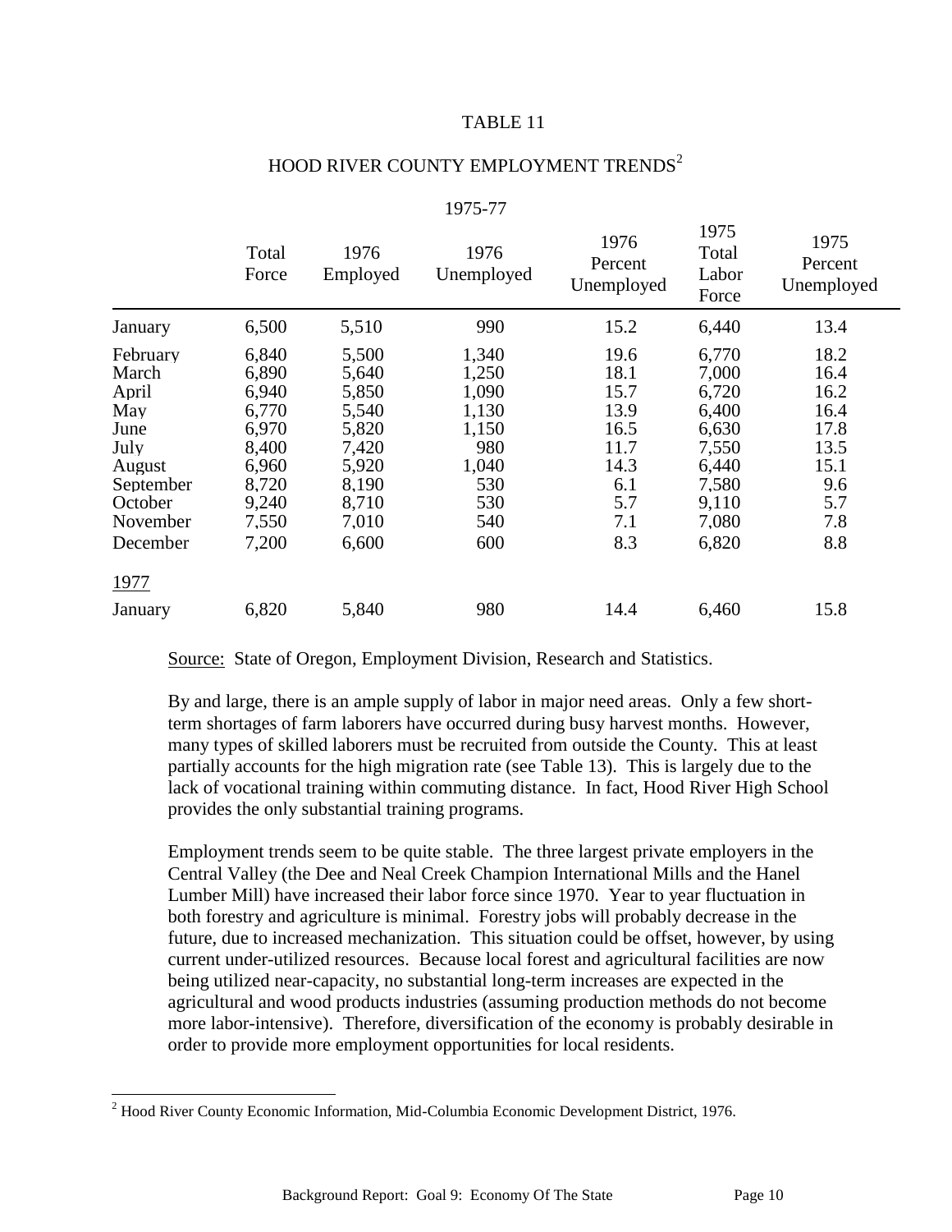TABLE 11

HOOD RIVER COUNTY EMPLOYMENT TRENDS[2]

1975-77

| | Total Force | 1976 Employed | 1976 Unemployed | 1976 Percent Unemployed | 1975 Total Labor Force | 1975 Percent Unemployed |
|---|---|---|---|---|---|---|
| January | 6,500 | 5,510 | 990 | 15.2 | 6,440 | 13.4 |
| February | 6,840 | 5,500 | 1,340 | 19.6 | 6,770 | 18.2 |
| March | 6,890 | 5,640 | 1,250 | 18.1 | 7,000 | 16.4 |
| April | 6,940 | 5,850 | 1,090 | 15.7 | 6,720 | 16.2 |
| May | 6,770 | 5,540 | 1,130 | 13.9 | 6,400 | 16.4 |
| June | 6,970 | 5,820 | 1,150 | 16.5 | 6,630 | 17.8 |
| July | 8,400 | 7,420 | 980 | 11.7 | 7,550 | 13.5 |
| August | 6,960 | 5,920 | 1,040 | 14.3 | 6,440 | 15.1 |
| September | 8,720 | 8,190 | 530 | 6.1 | 7,580 | 9.6 |
| October | 9,240 | 8,710 | 530 | 5.7 | 9,110 | 5.7 |
| November | 7,550 | 7,010 | 540 | 7.1 | 7,080 | 7.8 |
| December | 7,200 | 6,600 | 600 | 8.3 | 6,820 | 8.8 |
| 1977 | | | | | | |
| January | 6,820 | 5,840 | 980 | 14.4 | 6,460 | 15.8 |

Source: State of Oregon, Employment Division, Research and Statistics.

By and large, there is an ample supply of labor in major need areas. Only a few short-term shortages of farm laborers have occurred during busy harvest months. However, many types of skilled laborers must be recruited from outside the County. This at least partially accounts for the high migration rate (see Table 13). This is largely due to the lack of vocational training within commuting distance. In fact, Hood River High School provides the only substantial training programs.

Employment trends seem to be quite stable. The three largest private employers in the Central Valley (the Dee and Neal Creek Champion International Mills and the Hanel Lumber Mill) have increased their labor force since 1970. Year to year fluctuation in both forestry and agriculture is minimal. Forestry jobs will probably decrease in the future, due to increased mechanization. This situation could be offset, however, by using current under-utilized resources. Because local forest and agricultural facilities are now being utilized near-capacity, no substantial long-term increases are expected in the agricultural and wood products industries (assuming production methods do not become more labor-intensive). Therefore, diversification of the economy is probably desirable in order to provide more employment opportunities for local residents.

[2] Hood River County Economic Information, Mid-Columbia Economic Development District, 1976.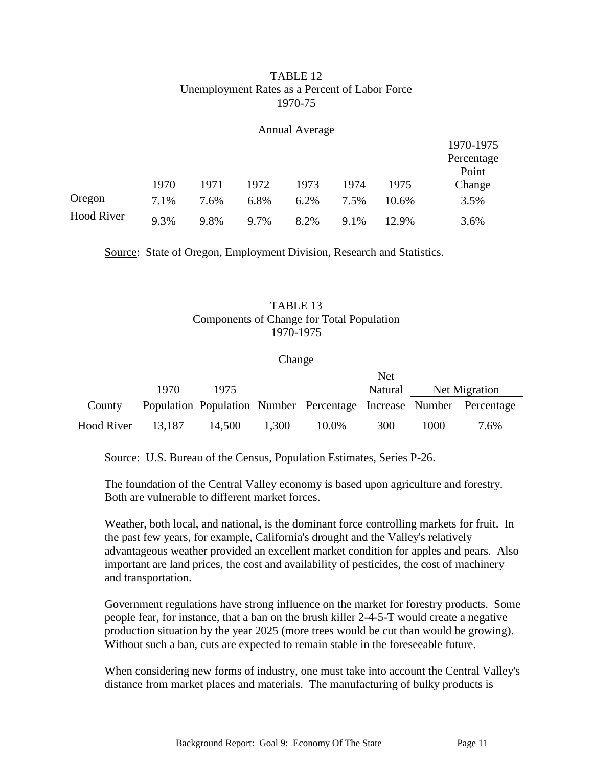TABLE 12
Unemployment Rates as a Percent of Labor Force
1970-75

| | Annual Average | | | | | | |
|---|---|---|---|---|---|---|---|
| | 1970 | 1971 | 1972 | 1973 | 1974 | 1975 | 1970-1975 Percentage Point Change |
| Oregon | 7.1% | 7.6% | 6.8% | 6.2% | 7.5% | 10.6% | 3.5% |
| Hood River | 9.3% | 9.8% | 9.7% | 8.2% | 9.1% | 12.9% | 3.6% |

Source: State of Oregon, Employment Division, Research and Statistics.

TABLE 13
Components of Change for Total Population
1970-1975

| | | | Change | | | Net Migration | |
|---|---|---|---|---|---|---|---|
| County | 1970 Population | 1975 Population | Number | Percentage | Net Natural Increase | Number | Percentage |
| Hood River | 13,187 | 14,500 | 1,300 | 10.0% | 300 | 1000 | 7.6% |

Source: U.S. Bureau of the Census, Population Estimates, Series P-26.

The foundation of the Central Valley economy is based upon agriculture and forestry. Both are vulnerable to different market forces.

Weather, both local, and national, is the dominant force controlling markets for fruit. In the past few years, for example, California's drought and the Valley's relatively advantageous weather provided an excellent market condition for apples and pears. Also important are land prices, the cost and availability of pesticides, the cost of machinery and transportation.

Government regulations have strong influence on the market for forestry products. Some people fear, for instance, that a ban on the brush killer 2-4-5-T would create a negative production situation by the year 2025 (more trees would be cut than would be growing). Without such a ban, cuts are expected to remain stable in the foreseeable future.

When considering new forms of industry, one must take into account the Central Valley's distance from market places and materials. The manufacturing of bulky products is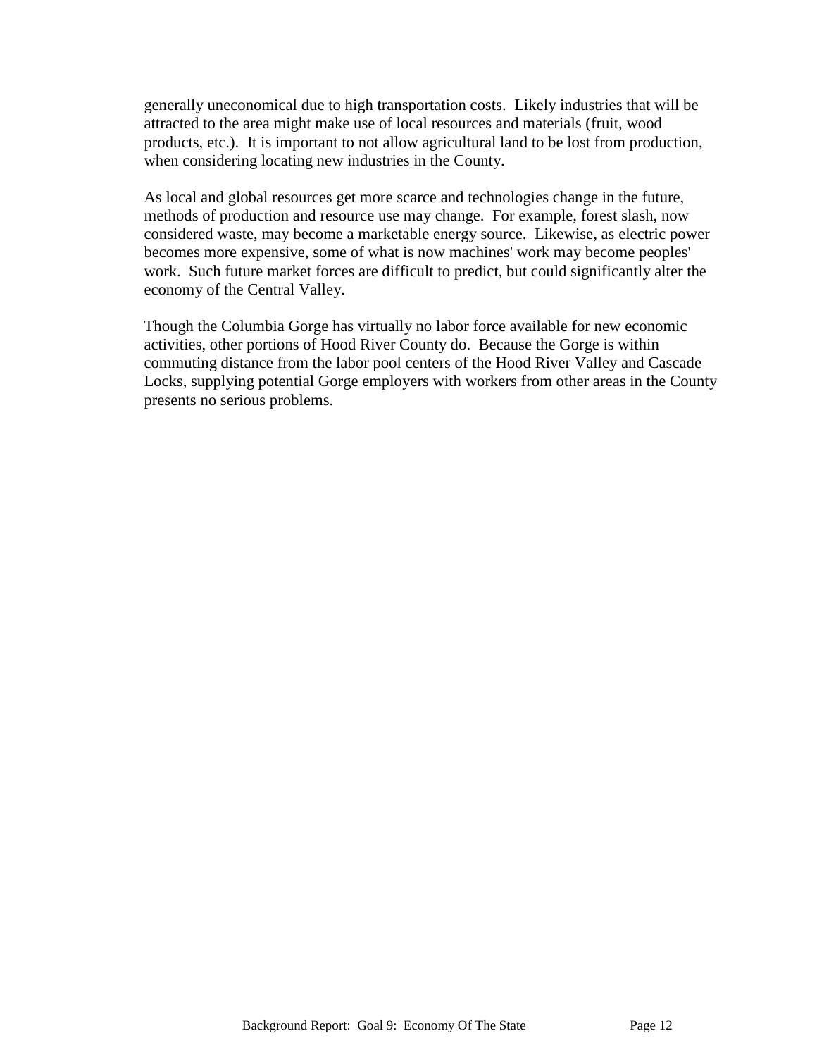generally uneconomical due to high transportation costs. Likely industries that will be attracted to the area might make use of local resources and materials (fruit, wood products, etc.). It is important to not allow agricultural land to be lost from production, when considering locating new industries in the County.

As local and global resources get more scarce and technologies change in the future, methods of production and resource use may change. For example, forest slash, now considered waste, may become a marketable energy source. Likewise, as electric power becomes more expensive, some of what is now machines' work may become peoples' work. Such future market forces are difficult to predict, but could significantly alter the economy of the Central Valley.

Though the Columbia Gorge has virtually no labor force available for new economic activities, other portions of Hood River County do. Because the Gorge is within commuting distance from the labor pool centers of the Hood River Valley and Cascade Locks, supplying potential Gorge employers with workers from other areas in the County presents no serious problems.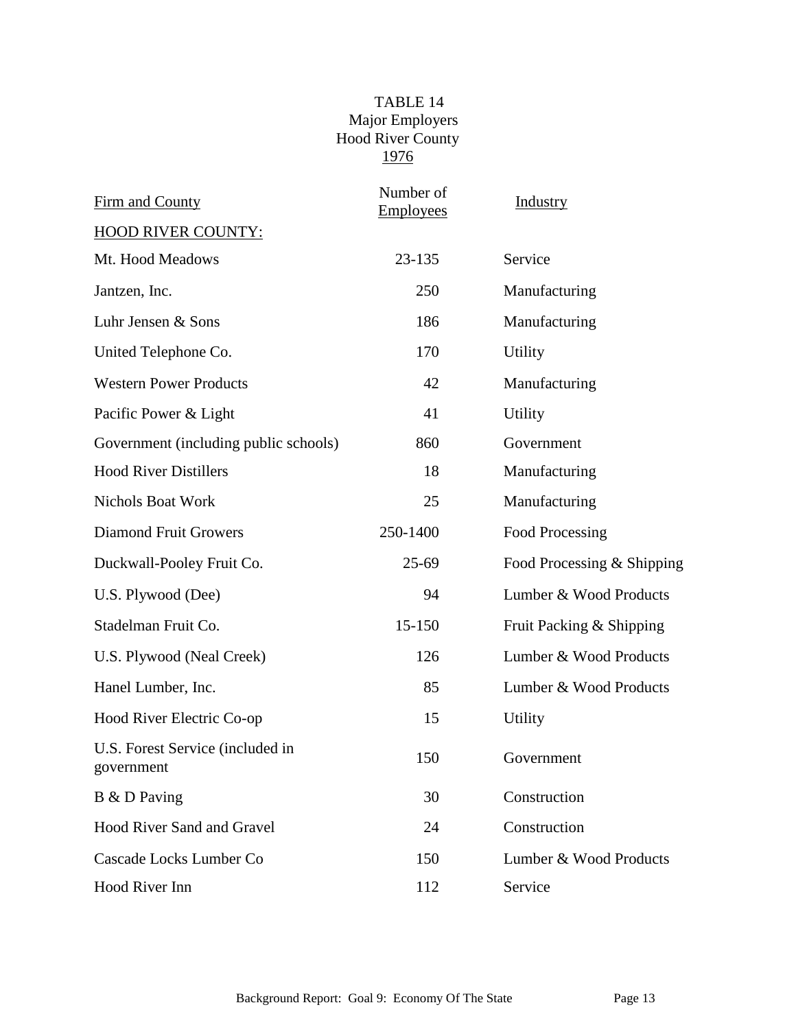TABLE 14
Major Employers
Hood River County
1976

| Firm and County | Number of Employees | Industry |
|---|---|---|
| HOOD RIVER COUNTY: | | |
| Mt. Hood Meadows | 23-135 | Service |
| Jantzen, Inc. | 250 | Manufacturing |
| Luhr Jensen & Sons | 186 | Manufacturing |
| United Telephone Co. | 170 | Utility |
| Western Power Products | 42 | Manufacturing |
| Pacific Power & Light | 41 | Utility |
| Government (including public schools) | 860 | Government |
| Hood River Distillers | 18 | Manufacturing |
| Nichols Boat Work | 25 | Manufacturing |
| Diamond Fruit Growers | 250-1400 | Food Processing |
| Duckwall-Pooley Fruit Co. | 25-69 | Food Processing & Shipping |
| U.S. Plywood (Dee) | 94 | Lumber & Wood Products |
| Stadelman Fruit Co. | 15-150 | Fruit Packing & Shipping |
| U.S. Plywood (Neal Creek) | 126 | Lumber & Wood Products |
| Hanel Lumber, Inc. | 85 | Lumber & Wood Products |
| Hood River Electric Co-op | 15 | Utility |
| U.S. Forest Service (included in government | 150 | Government |
| B & D Paving | 30 | Construction |
| Hood River Sand and Gravel | 24 | Construction |
| Cascade Locks Lumber Co | 150 | Lumber & Wood Products |
| Hood River Inn | 112 | Service |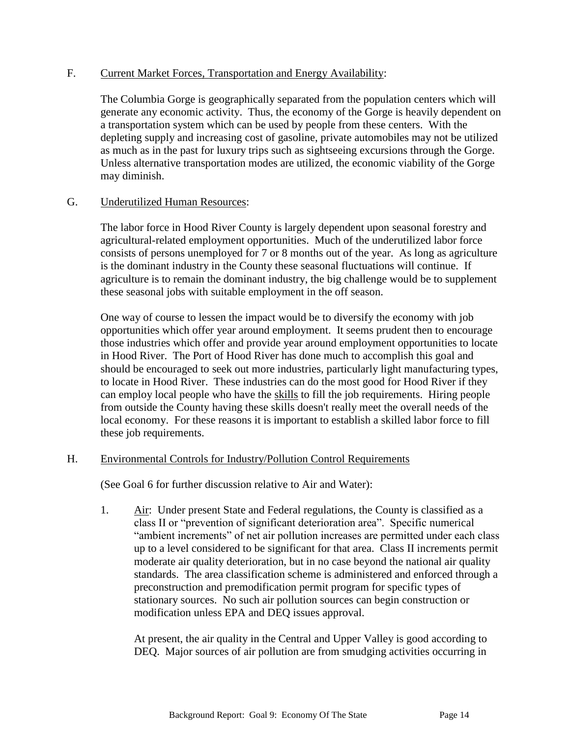F. Current Market Forces, Transportation and Energy Availability:

The Columbia Gorge is geographically separated from the population centers which will generate any economic activity. Thus, the economy of the Gorge is heavily dependent on a transportation system which can be used by people from these centers. With the depleting supply and increasing cost of gasoline, private automobiles may not be utilized as much as in the past for luxury trips such as sightseeing excursions through the Gorge. Unless alternative transportation modes are utilized, the economic viability of the Gorge may diminish.

G. Underutilized Human Resources:

The labor force in Hood River County is largely dependent upon seasonal forestry and agricultural-related employment opportunities. Much of the underutilized labor force consists of persons unemployed for 7 or 8 months out of the year. As long as agriculture is the dominant industry in the County these seasonal fluctuations will continue. If agriculture is to remain the dominant industry, the big challenge would be to supplement these seasonal jobs with suitable employment in the off season.

One way of course to lessen the impact would be to diversify the economy with job opportunities which offer year around employment. It seems prudent then to encourage those industries which offer and provide year around employment opportunities to locate in Hood River. The Port of Hood River has done much to accomplish this goal and should be encouraged to seek out more industries, particularly light manufacturing types, to locate in Hood River. These industries can do the most good for Hood River if they can employ local people who have the skills to fill the job requirements. Hiring people from outside the County having these skills doesn't really meet the overall needs of the local economy. For these reasons it is important to establish a skilled labor force to fill these job requirements.

H. Environmental Controls for Industry/Pollution Control Requirements

(See Goal 6 for further discussion relative to Air and Water):

1. Air: Under present State and Federal regulations, the County is classified as a class II or "prevention of significant deterioration area". Specific numerical "ambient increments" of net air pollution increases are permitted under each class up to a level considered to be significant for that area. Class II increments permit moderate air quality deterioration, but in no case beyond the national air quality standards. The area classification scheme is administered and enforced through a preconstruction and premodification permit program for specific types of stationary sources. No such air pollution sources can begin construction or modification unless EPA and DEQ issues approval.

   At present, the air quality in the Central and Upper Valley is good according to DEQ. Major sources of air pollution are from smudging activities occurring in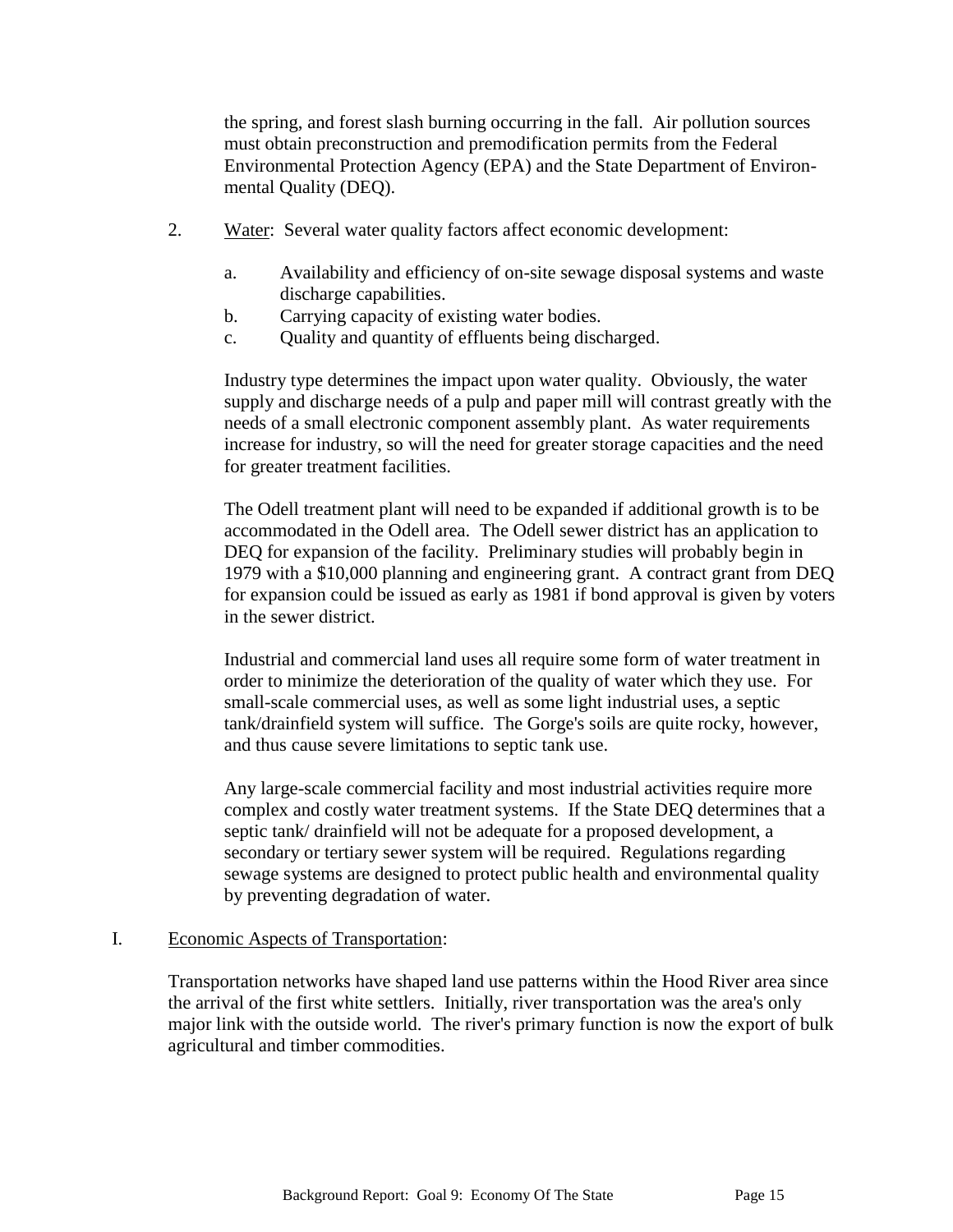the spring, and forest slash burning occurring in the fall. Air pollution sources must obtain preconstruction and premodification permits from the Federal Environmental Protection Agency (EPA) and the State Department of Environmental Quality (DEQ).

2. Water: Several water quality factors affect economic development:

   a. Availability and efficiency of on-site sewage disposal systems and waste discharge capabilities.
   b. Carrying capacity of existing water bodies.
   c. Quality and quantity of effluents being discharged.

   Industry type determines the impact upon water quality. Obviously, the water supply and discharge needs of a pulp and paper mill will contrast greatly with the needs of a small electronic component assembly plant. As water requirements increase for industry, so will the need for greater storage capacities and the need for greater treatment facilities.

   The Odell treatment plant will need to be expanded if additional growth is to be accommodated in the Odell area. The Odell sewer district has an application to DEQ for expansion of the facility. Preliminary studies will probably begin in 1979 with a $10,000 planning and engineering grant. A contract grant from DEQ for expansion could be issued as early as 1981 if bond approval is given by voters in the sewer district.

   Industrial and commercial land uses all require some form of water treatment in order to minimize the deterioration of the quality of water which they use. For small-scale commercial uses, as well as some light industrial uses, a septic tank/drainfield system will suffice. The Gorge's soils are quite rocky, however, and thus cause severe limitations to septic tank use.

   Any large-scale commercial facility and most industrial activities require more complex and costly water treatment systems. If the State DEQ determines that a septic tank/ drainfield will not be adequate for a proposed development, a secondary or tertiary sewer system will be required. Regulations regarding sewage systems are designed to protect public health and environmental quality by preventing degradation of water.

## I. Economic Aspects of Transportation:

Transportation networks have shaped land use patterns within the Hood River area since the arrival of the first white settlers. Initially, river transportation was the area's only major link with the outside world. The river's primary function is now the export of bulk agricultural and timber commodities.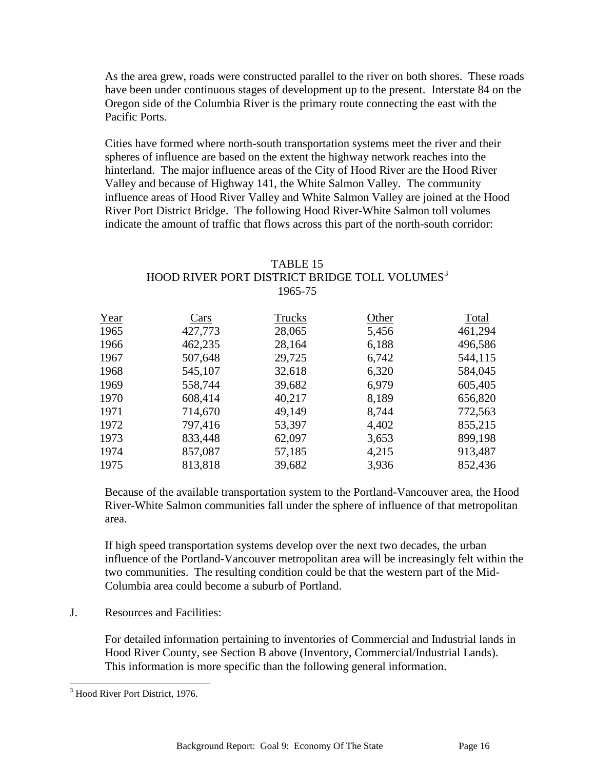As the area grew, roads were constructed parallel to the river on both shores. These roads have been under continuous stages of development up to the present. Interstate 84 on the Oregon side of the Columbia River is the primary route connecting the east with the Pacific Ports.

Cities have formed where north-south transportation systems meet the river and their spheres of influence are based on the extent the highway network reaches into the hinterland. The major influence areas of the City of Hood River are the Hood River Valley and because of Highway 141, the White Salmon Valley. The community influence areas of Hood River Valley and White Salmon Valley are joined at the Hood River Port District Bridge. The following Hood River-White Salmon toll volumes indicate the amount of traffic that flows across this part of the north-south corridor:

TABLE 15
HOOD RIVER PORT DISTRICT BRIDGE TOLL VOLUMES[3]
1965-75

| Year | Cars | Trucks | Other | Total |
|---|---|---|---|---|
| 1965 | 427,773 | 28,065 | 5,456 | 461,294 |
| 1966 | 462,235 | 28,164 | 6,188 | 496,586 |
| 1967 | 507,648 | 29,725 | 6,742 | 544,115 |
| 1968 | 545,107 | 32,618 | 6,320 | 584,045 |
| 1969 | 558,744 | 39,682 | 6,979 | 605,405 |
| 1970 | 608,414 | 40,217 | 8,189 | 656,820 |
| 1971 | 714,670 | 49,149 | 8,744 | 772,563 |
| 1972 | 797,416 | 53,397 | 4,402 | 855,215 |
| 1973 | 833,448 | 62,097 | 3,653 | 899,198 |
| 1974 | 857,087 | 57,185 | 4,215 | 913,487 |
| 1975 | 813,818 | 39,682 | 3,936 | 852,436 |

Because of the available transportation system to the Portland-Vancouver area, the Hood River-White Salmon communities fall under the sphere of influence of that metropolitan area.

If high speed transportation systems develop over the next two decades, the urban influence of the Portland-Vancouver metropolitan area will be increasingly felt within the two communities. The resulting condition could be that the western part of the Mid-Columbia area could become a suburb of Portland.

J. Resources and Facilities:

For detailed information pertaining to inventories of Commercial and Industrial lands in Hood River County, see Section B above (Inventory, Commercial/Industrial Lands). This information is more specific than the following general information.

[3] Hood River Port District, 1976.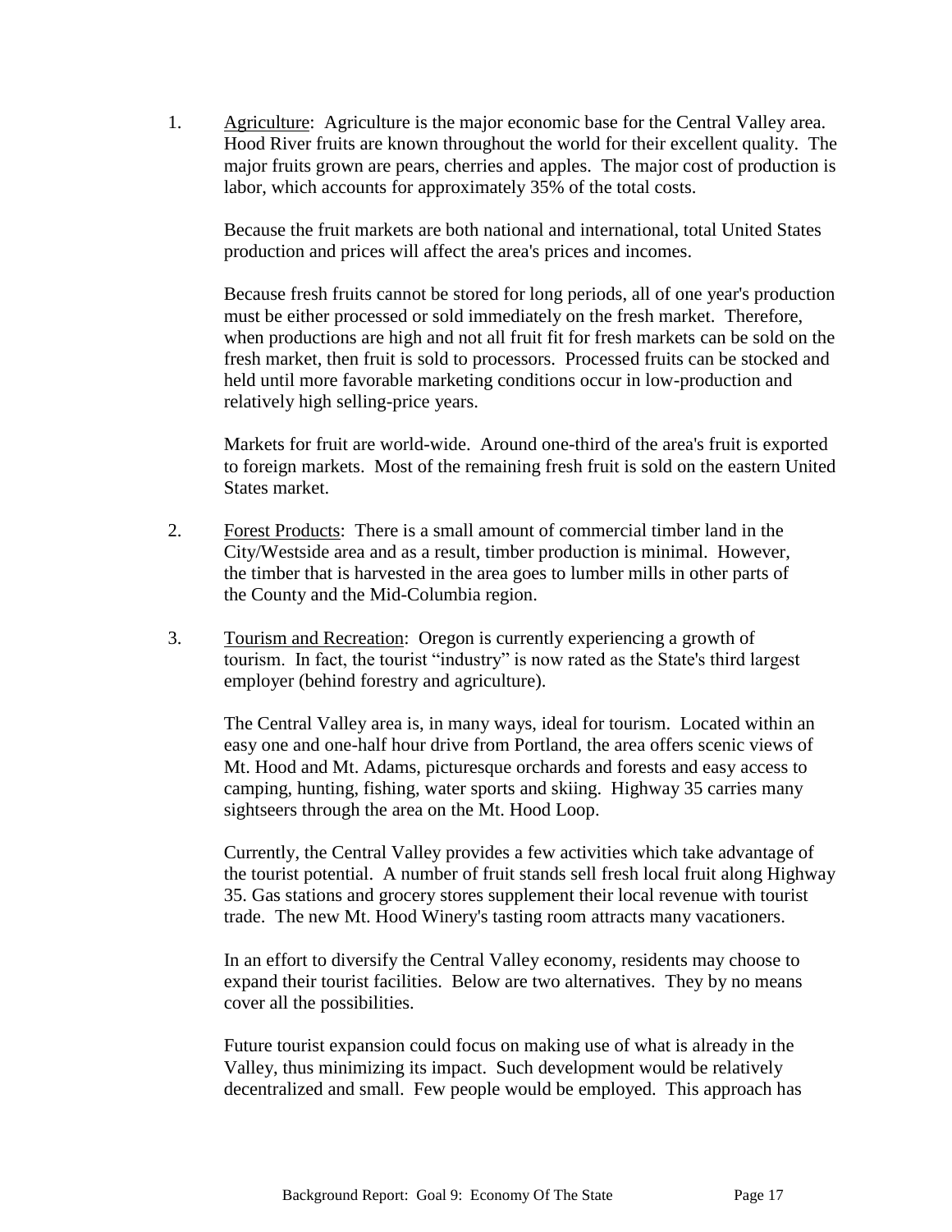1. Agriculture: Agriculture is the major economic base for the Central Valley area. Hood River fruits are known throughout the world for their excellent quality. The major fruits grown are pears, cherries and apples. The major cost of production is labor, which accounts for approximately 35% of the total costs.

   Because the fruit markets are both national and international, total United States production and prices will affect the area's prices and incomes.

   Because fresh fruits cannot be stored for long periods, all of one year's production must be either processed or sold immediately on the fresh market. Therefore, when productions are high and not all fruit fit for fresh markets can be sold on the fresh market, then fruit is sold to processors. Processed fruits can be stocked and held until more favorable marketing conditions occur in low-production and relatively high selling-price years.

   Markets for fruit are world-wide. Around one-third of the area's fruit is exported to foreign markets. Most of the remaining fresh fruit is sold on the eastern United States market.

2. Forest Products: There is a small amount of commercial timber land in the City/Westside area and as a result, timber production is minimal. However, the timber that is harvested in the area goes to lumber mills in other parts of the County and the Mid-Columbia region.

3. Tourism and Recreation: Oregon is currently experiencing a growth of tourism. In fact, the tourist "industry" is now rated as the State's third largest employer (behind forestry and agriculture).

   The Central Valley area is, in many ways, ideal for tourism. Located within an easy one and one-half hour drive from Portland, the area offers scenic views of Mt. Hood and Mt. Adams, picturesque orchards and forests and easy access to camping, hunting, fishing, water sports and skiing. Highway 35 carries many sightseers through the area on the Mt. Hood Loop.

   Currently, the Central Valley provides a few activities which take advantage of the tourist potential. A number of fruit stands sell fresh local fruit along Highway 35. Gas stations and grocery stores supplement their local revenue with tourist trade. The new Mt. Hood Winery's tasting room attracts many vacationers.

   In an effort to diversify the Central Valley economy, residents may choose to expand their tourist facilities. Below are two alternatives. They by no means cover all the possibilities.

   Future tourist expansion could focus on making use of what is already in the Valley, thus minimizing its impact. Such development would be relatively decentralized and small. Few people would be employed. This approach has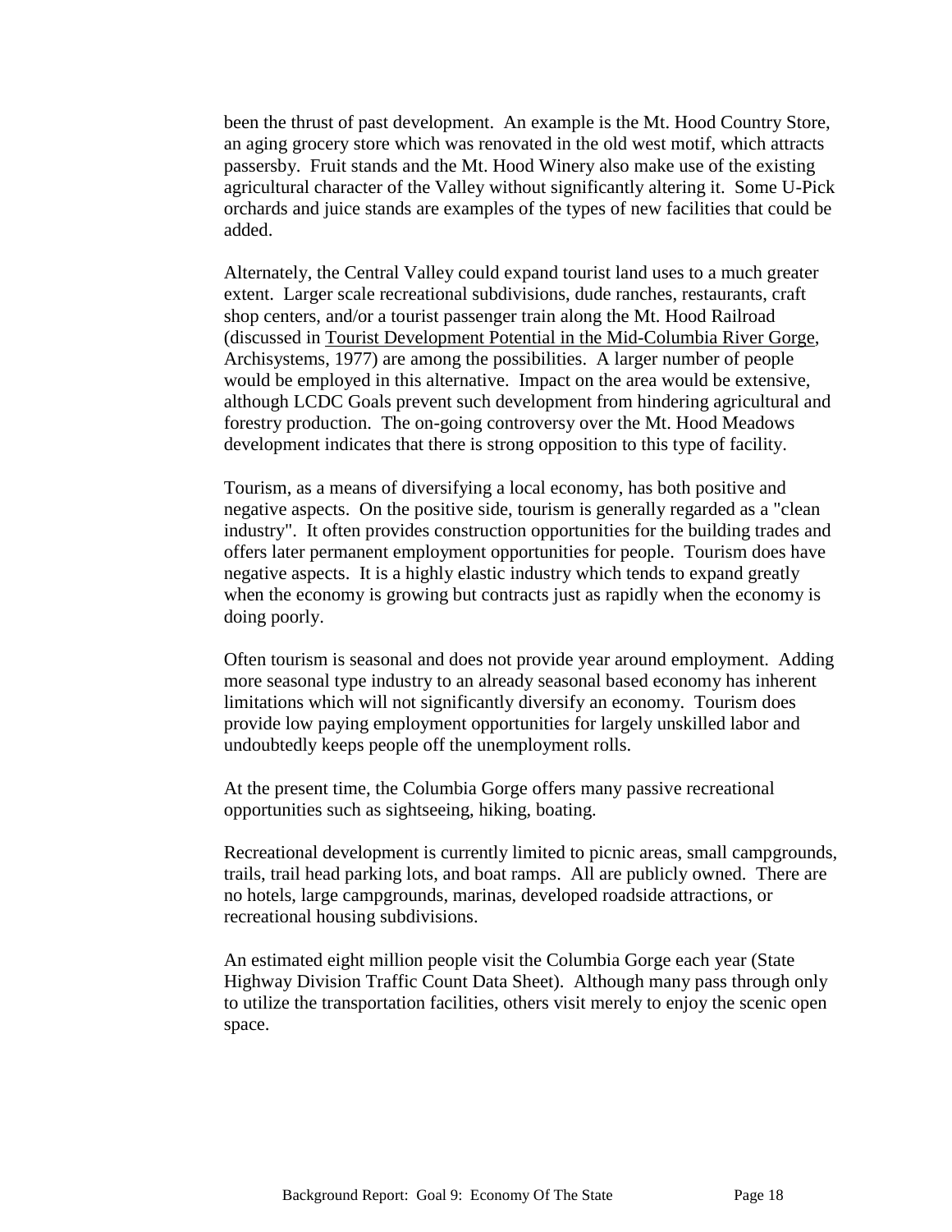been the thrust of past development. An example is the Mt. Hood Country Store, an aging grocery store which was renovated in the old west motif, which attracts passersby. Fruit stands and the Mt. Hood Winery also make use of the existing agricultural character of the Valley without significantly altering it. Some U-Pick orchards and juice stands are examples of the types of new facilities that could be added.

Alternately, the Central Valley could expand tourist land uses to a much greater extent. Larger scale recreational subdivisions, dude ranches, restaurants, craft shop centers, and/or a tourist passenger train along the Mt. Hood Railroad (discussed in Tourist Development Potential in the Mid-Columbia River Gorge, Archisystems, 1977) are among the possibilities. A larger number of people would be employed in this alternative. Impact on the area would be extensive, although LCDC Goals prevent such development from hindering agricultural and forestry production. The on-going controversy over the Mt. Hood Meadows development indicates that there is strong opposition to this type of facility.

Tourism, as a means of diversifying a local economy, has both positive and negative aspects. On the positive side, tourism is generally regarded as a "clean industry". It often provides construction opportunities for the building trades and offers later permanent employment opportunities for people. Tourism does have negative aspects. It is a highly elastic industry which tends to expand greatly when the economy is growing but contracts just as rapidly when the economy is doing poorly.

Often tourism is seasonal and does not provide year around employment. Adding more seasonal type industry to an already seasonal based economy has inherent limitations which will not significantly diversify an economy. Tourism does provide low paying employment opportunities for largely unskilled labor and undoubtedly keeps people off the unemployment rolls.

At the present time, the Columbia Gorge offers many passive recreational opportunities such as sightseeing, hiking, boating.

Recreational development is currently limited to picnic areas, small campgrounds, trails, trail head parking lots, and boat ramps. All are publicly owned. There are no hotels, large campgrounds, marinas, developed roadside attractions, or recreational housing subdivisions.

An estimated eight million people visit the Columbia Gorge each year (State Highway Division Traffic Count Data Sheet). Although many pass through only to utilize the transportation facilities, others visit merely to enjoy the scenic open space.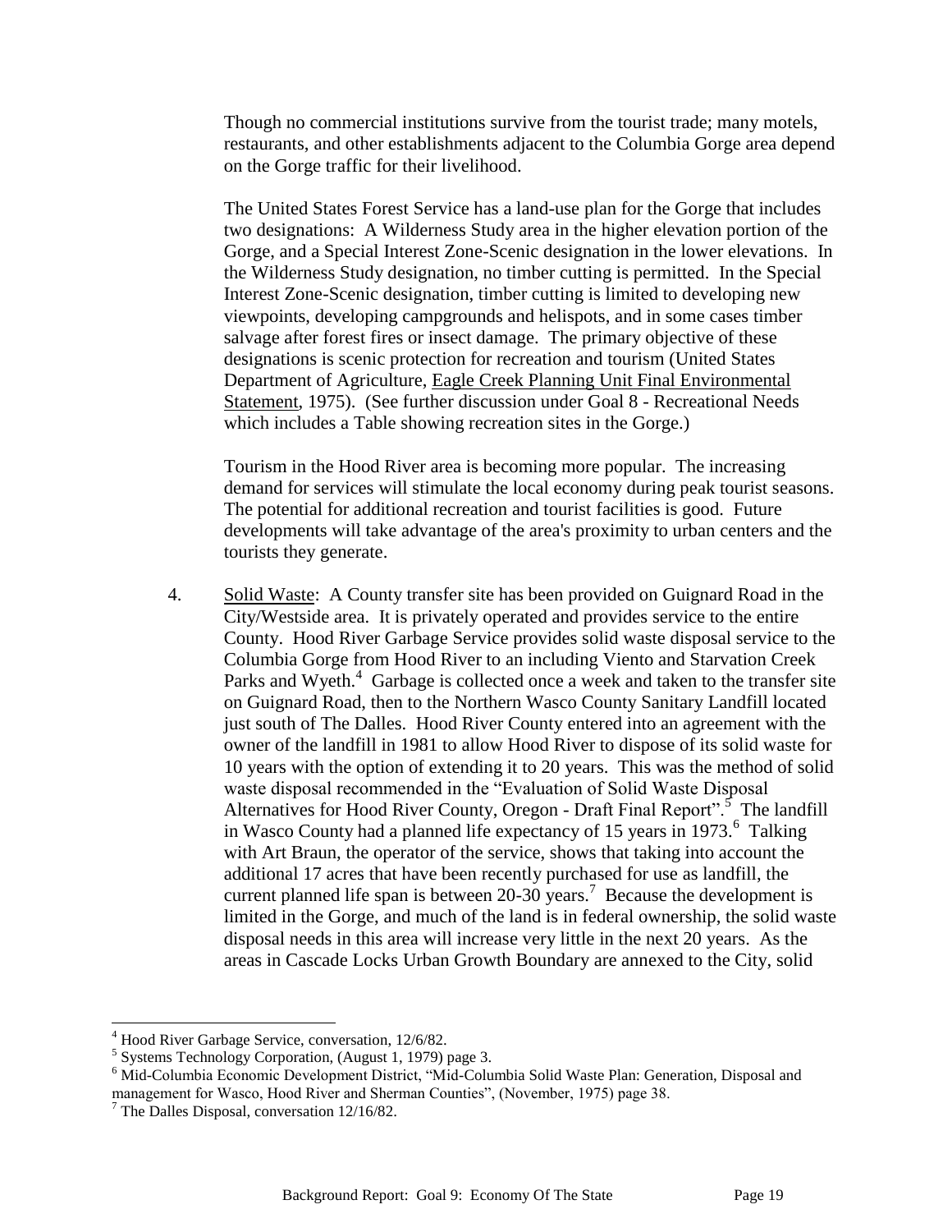Though no commercial institutions survive from the tourist trade; many motels, restaurants, and other establishments adjacent to the Columbia Gorge area depend on the Gorge traffic for their livelihood.

The United States Forest Service has a land-use plan for the Gorge that includes two designations: A Wilderness Study area in the higher elevation portion of the Gorge, and a Special Interest Zone-Scenic designation in the lower elevations. In the Wilderness Study designation, no timber cutting is permitted. In the Special Interest Zone-Scenic designation, timber cutting is limited to developing new viewpoints, developing campgrounds and helispots, and in some cases timber salvage after forest fires or insect damage. The primary objective of these designations is scenic protection for recreation and tourism (United States Department of Agriculture, Eagle Creek Planning Unit Final Environmental Statement, 1975). (See further discussion under Goal 8 - Recreational Needs which includes a Table showing recreation sites in the Gorge.)

Tourism in the Hood River area is becoming more popular. The increasing demand for services will stimulate the local economy during peak tourist seasons. The potential for additional recreation and tourist facilities is good. Future developments will take advantage of the area's proximity to urban centers and the tourists they generate.

4. Solid Waste: A County transfer site has been provided on Guignard Road in the City/Westside area. It is privately operated and provides service to the entire County. Hood River Garbage Service provides solid waste disposal service to the Columbia Gorge from Hood River to an including Viento and Starvation Creek Parks and Wyeth.[4] Garbage is collected once a week and taken to the transfer site on Guignard Road, then to the Northern Wasco County Sanitary Landfill located just south of The Dalles. Hood River County entered into an agreement with the owner of the landfill in 1981 to allow Hood River to dispose of its solid waste for 10 years with the option of extending it to 20 years. This was the method of solid waste disposal recommended in the "Evaluation of Solid Waste Disposal Alternatives for Hood River County, Oregon - Draft Final Report".[5] The landfill in Wasco County had a planned life expectancy of 15 years in 1973.[6] Talking with Art Braun, the operator of the service, shows that taking into account the additional 17 acres that have been recently purchased for use as landfill, the current planned life span is between 20-30 years.[7] Because the development is limited in the Gorge, and much of the land is in federal ownership, the solid waste disposal needs in this area will increase very little in the next 20 years. As the areas in Cascade Locks Urban Growth Boundary are annexed to the City, solid

---

[4] Hood River Garbage Service, conversation, 12/6/82.

[5] Systems Technology Corporation, (August 1, 1979) page 3.

[6] Mid-Columbia Economic Development District, "Mid-Columbia Solid Waste Plan: Generation, Disposal and management for Wasco, Hood River and Sherman Counties", (November, 1975) page 38.

[7] The Dalles Disposal, conversation 12/16/82.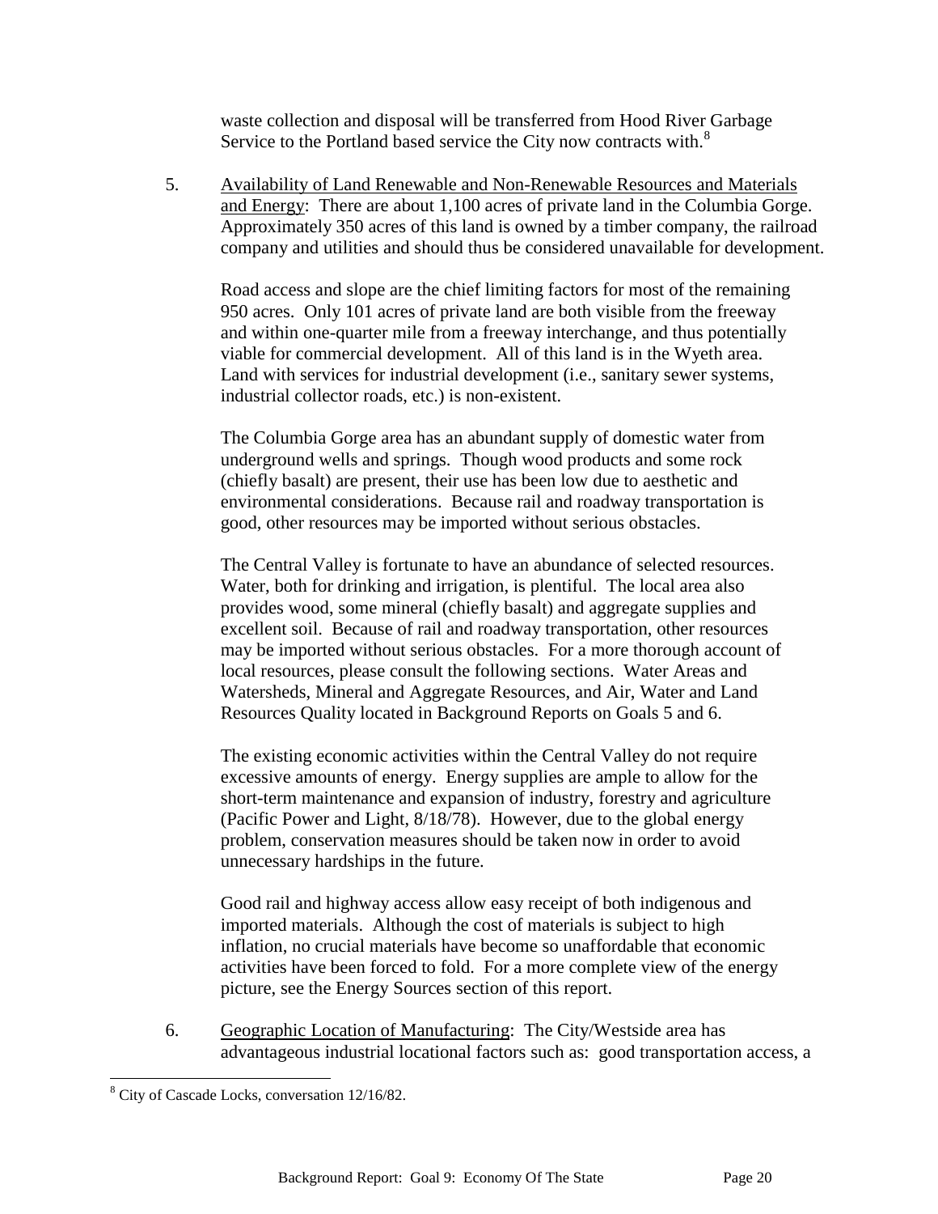waste collection and disposal will be transferred from Hood River Garbage Service to the Portland based service the City now contracts with.[8]

5. Availability of Land Renewable and Non-Renewable Resources and Materials and Energy: There are about 1,100 acres of private land in the Columbia Gorge. Approximately 350 acres of this land is owned by a timber company, the railroad company and utilities and should thus be considered unavailable for development.

   Road access and slope are the chief limiting factors for most of the remaining 950 acres. Only 101 acres of private land are both visible from the freeway and within one-quarter mile from a freeway interchange, and thus potentially viable for commercial development. All of this land is in the Wyeth area. Land with services for industrial development (i.e., sanitary sewer systems, industrial collector roads, etc.) is non-existent.

   The Columbia Gorge area has an abundant supply of domestic water from underground wells and springs. Though wood products and some rock (chiefly basalt) are present, their use has been low due to aesthetic and environmental considerations. Because rail and roadway transportation is good, other resources may be imported without serious obstacles.

   The Central Valley is fortunate to have an abundance of selected resources. Water, both for drinking and irrigation, is plentiful. The local area also provides wood, some mineral (chiefly basalt) and aggregate supplies and excellent soil. Because of rail and roadway transportation, other resources may be imported without serious obstacles. For a more thorough account of local resources, please consult the following sections. Water Areas and Watersheds, Mineral and Aggregate Resources, and Air, Water and Land Resources Quality located in Background Reports on Goals 5 and 6.

   The existing economic activities within the Central Valley do not require excessive amounts of energy. Energy supplies are ample to allow for the short-term maintenance and expansion of industry, forestry and agriculture (Pacific Power and Light, 8/18/78). However, due to the global energy problem, conservation measures should be taken now in order to avoid unnecessary hardships in the future.

   Good rail and highway access allow easy receipt of both indigenous and imported materials. Although the cost of materials is subject to high inflation, no crucial materials have become so unaffordable that economic activities have been forced to fold. For a more complete view of the energy picture, see the Energy Sources section of this report.

6. Geographic Location of Manufacturing: The City/Westside area has advantageous industrial locational factors such as: good transportation access, a

---

[8] City of Cascade Locks, conversation 12/16/82.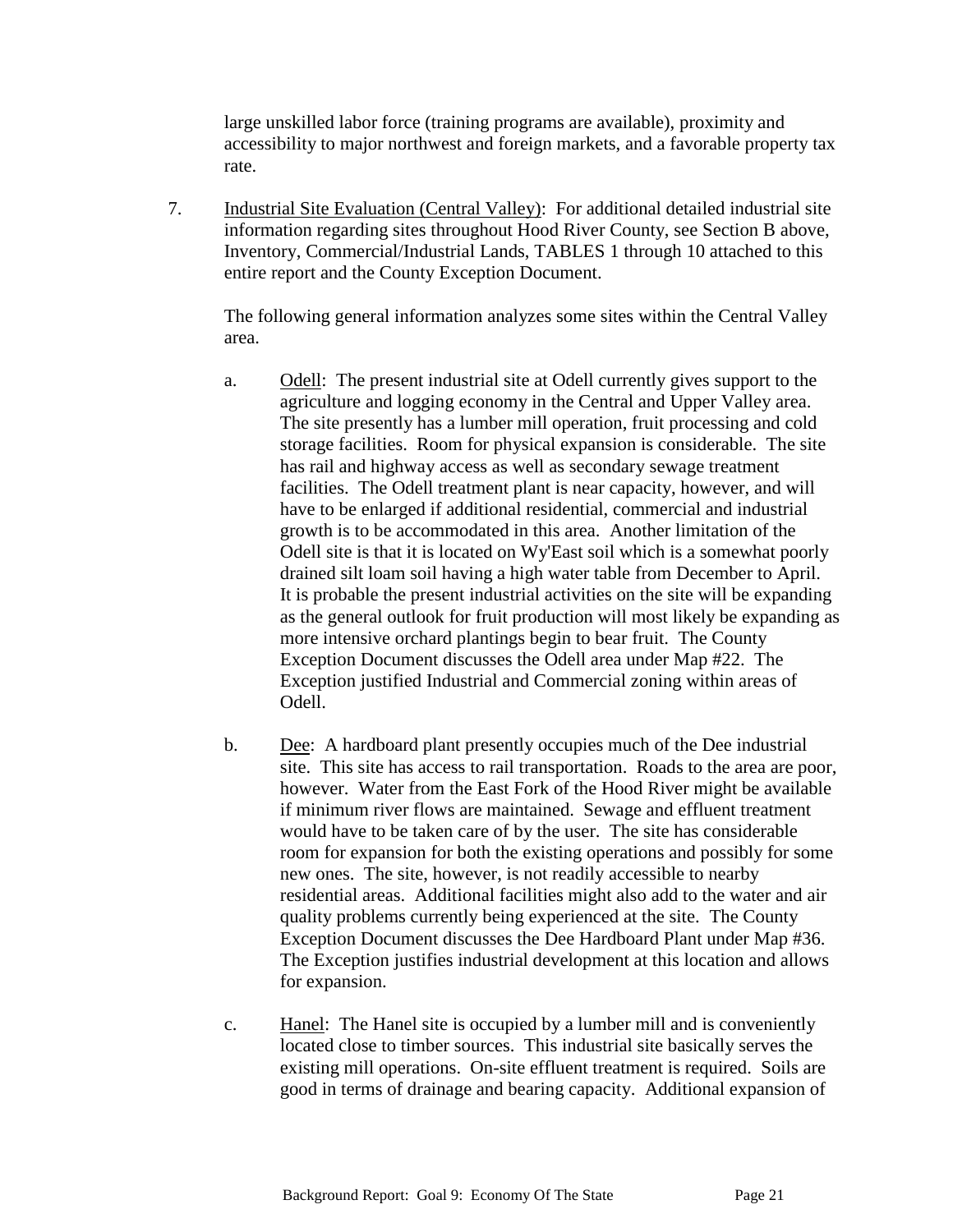large unskilled labor force (training programs are available), proximity and accessibility to major northwest and foreign markets, and a favorable property tax rate.

7. Industrial Site Evaluation (Central Valley): For additional detailed industrial site information regarding sites throughout Hood River County, see Section B above, Inventory, Commercial/Industrial Lands, TABLES 1 through 10 attached to this entire report and the County Exception Document.

   The following general information analyzes some sites within the Central Valley area.

   a. Odell: The present industrial site at Odell currently gives support to the agriculture and logging economy in the Central and Upper Valley area. The site presently has a lumber mill operation, fruit processing and cold storage facilities. Room for physical expansion is considerable. The site has rail and highway access as well as secondary sewage treatment facilities. The Odell treatment plant is near capacity, however, and will have to be enlarged if additional residential, commercial and industrial growth is to be accommodated in this area. Another limitation of the Odell site is that it is located on Wy'East soil which is a somewhat poorly drained silt loam soil having a high water table from December to April. It is probable the present industrial activities on the site will be expanding as the general outlook for fruit production will most likely be expanding as more intensive orchard plantings begin to bear fruit. The County Exception Document discusses the Odell area under Map #22. The Exception justified Industrial and Commercial zoning within areas of Odell.

   b. Dee: A hardboard plant presently occupies much of the Dee industrial site. This site has access to rail transportation. Roads to the area are poor, however. Water from the East Fork of the Hood River might be available if minimum river flows are maintained. Sewage and effluent treatment would have to be taken care of by the user. The site has considerable room for expansion for both the existing operations and possibly for some new ones. The site, however, is not readily accessible to nearby residential areas. Additional facilities might also add to the water and air quality problems currently being experienced at the site. The County Exception Document discusses the Dee Hardboard Plant under Map #36. The Exception justifies industrial development at this location and allows for expansion.

   c. Hanel: The Hanel site is occupied by a lumber mill and is conveniently located close to timber sources. This industrial site basically serves the existing mill operations. On-site effluent treatment is required. Soils are good in terms of drainage and bearing capacity. Additional expansion of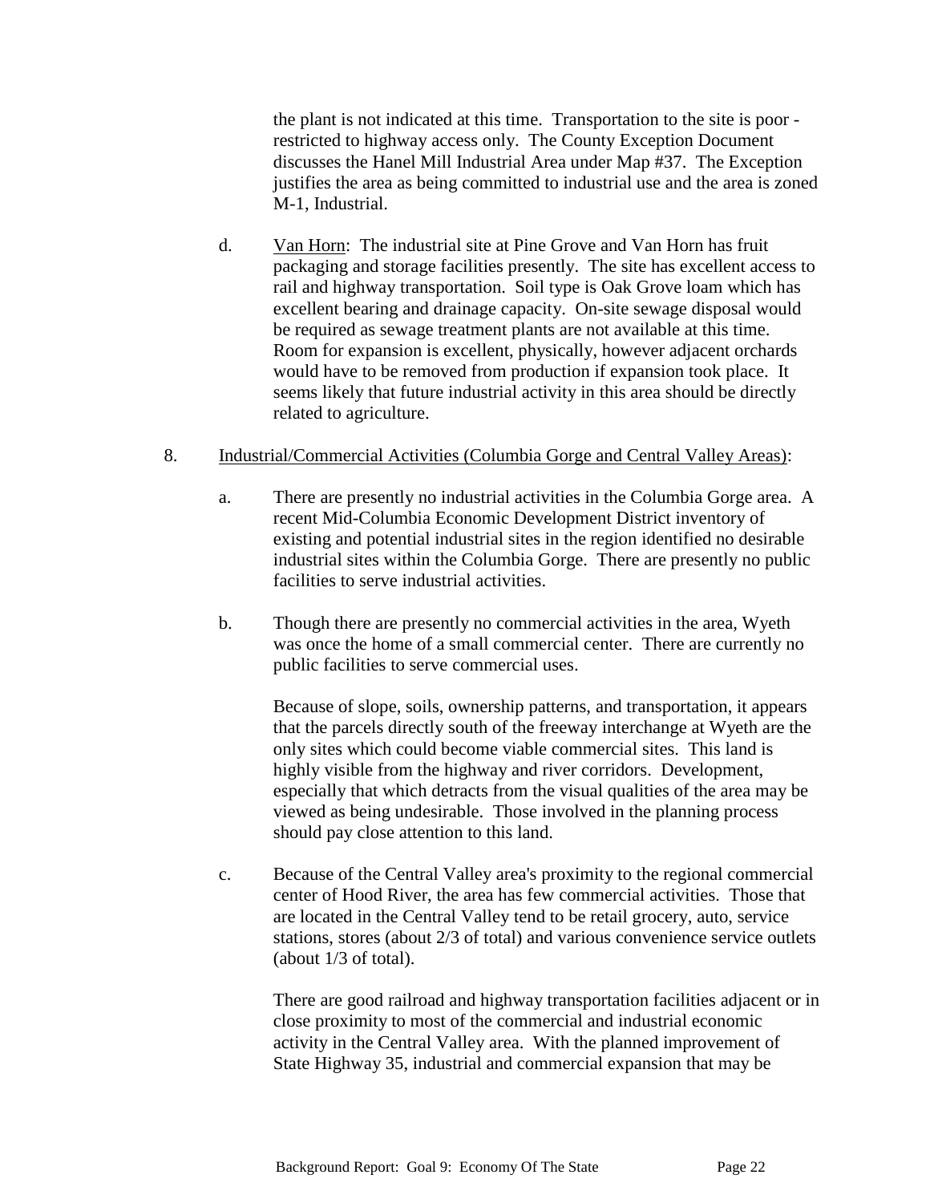the plant is not indicated at this time. Transportation to the site is poor - restricted to highway access only. The County Exception Document discusses the Hanel Mill Industrial Area under Map #37. The Exception justifies the area as being committed to industrial use and the area is zoned M-1, Industrial.

d. Van Horn: The industrial site at Pine Grove and Van Horn has fruit packaging and storage facilities presently. The site has excellent access to rail and highway transportation. Soil type is Oak Grove loam which has excellent bearing and drainage capacity. On-site sewage disposal would be required as sewage treatment plants are not available at this time. Room for expansion is excellent, physically, however adjacent orchards would have to be removed from production if expansion took place. It seems likely that future industrial activity in this area should be directly related to agriculture.

8. Industrial/Commercial Activities (Columbia Gorge and Central Valley Areas):

a. There are presently no industrial activities in the Columbia Gorge area. A recent Mid-Columbia Economic Development District inventory of existing and potential industrial sites in the region identified no desirable industrial sites within the Columbia Gorge. There are presently no public facilities to serve industrial activities.

b. Though there are presently no commercial activities in the area, Wyeth was once the home of a small commercial center. There are currently no public facilities to serve commercial uses.

Because of slope, soils, ownership patterns, and transportation, it appears that the parcels directly south of the freeway interchange at Wyeth are the only sites which could become viable commercial sites. This land is highly visible from the highway and river corridors. Development, especially that which detracts from the visual qualities of the area may be viewed as being undesirable. Those involved in the planning process should pay close attention to this land.

c. Because of the Central Valley area's proximity to the regional commercial center of Hood River, the area has few commercial activities. Those that are located in the Central Valley tend to be retail grocery, auto, service stations, stores (about 2/3 of total) and various convenience service outlets (about 1/3 of total).

There are good railroad and highway transportation facilities adjacent or in close proximity to most of the commercial and industrial economic activity in the Central Valley area. With the planned improvement of State Highway 35, industrial and commercial expansion that may be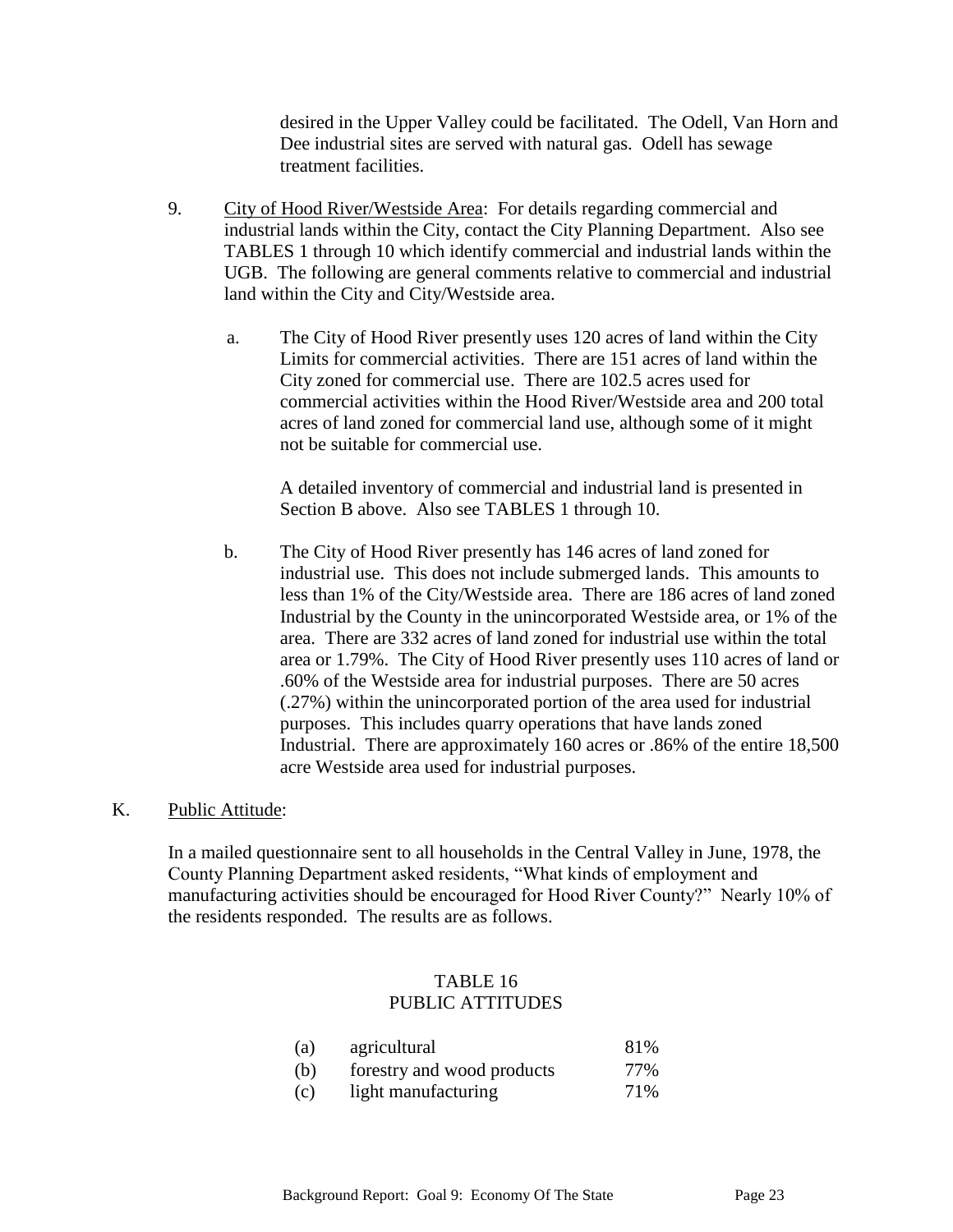desired in the Upper Valley could be facilitated. The Odell, Van Horn and Dee industrial sites are served with natural gas. Odell has sewage treatment facilities.

9. City of Hood River/Westside Area: For details regarding commercial and industrial lands within the City, contact the City Planning Department. Also see TABLES 1 through 10 which identify commercial and industrial lands within the UGB. The following are general comments relative to commercial and industrial land within the City and City/Westside area.

   a. The City of Hood River presently uses 120 acres of land within the City Limits for commercial activities. There are 151 acres of land within the City zoned for commercial use. There are 102.5 acres used for commercial activities within the Hood River/Westside area and 200 total acres of land zoned for commercial land use, although some of it might not be suitable for commercial use.

      A detailed inventory of commercial and industrial land is presented in Section B above. Also see TABLES 1 through 10.

   b. The City of Hood River presently has 146 acres of land zoned for industrial use. This does not include submerged lands. This amounts to less than 1% of the City/Westside area. There are 186 acres of land zoned Industrial by the County in the unincorporated Westside area, or 1% of the area. There are 332 acres of land zoned for industrial use within the total area or 1.79%. The City of Hood River presently uses 110 acres of land or .60% of the Westside area for industrial purposes. There are 50 acres (.27%) within the unincorporated portion of the area used for industrial purposes. This includes quarry operations that have lands zoned Industrial. There are approximately 160 acres or .86% of the entire 18,500 acre Westside area used for industrial purposes.

K. Public Attitude:

In a mailed questionnaire sent to all households in the Central Valley in June, 1978, the County Planning Department asked residents, "What kinds of employment and manufacturing activities should be encouraged for Hood River County?" Nearly 10% of the residents responded. The results are as follows.

TABLE 16
PUBLIC ATTITUDES

| | | |
|---|---|---|
| (a) | agricultural | 81% |
| (b) | forestry and wood products | 77% |
| (c) | light manufacturing | 71% |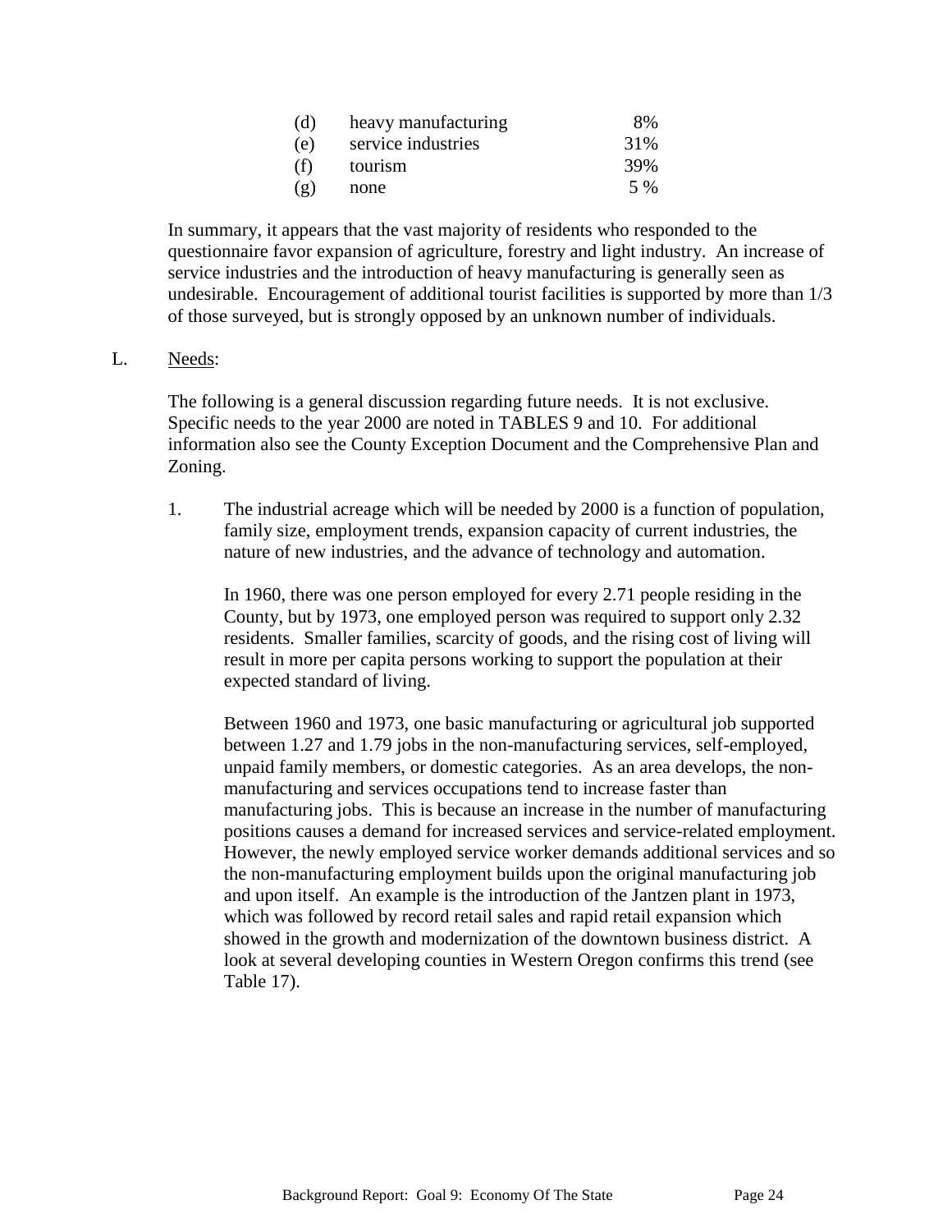| | | |
|---|---|---|
| (d) | heavy manufacturing | 8% |
| (e) | service industries | 31% |
| (f) | tourism | 39% |
| (g) | none | 5 % |

In summary, it appears that the vast majority of residents who responded to the questionnaire favor expansion of agriculture, forestry and light industry. An increase of service industries and the introduction of heavy manufacturing is generally seen as undesirable. Encouragement of additional tourist facilities is supported by more than 1/3 of those surveyed, but is strongly opposed by an unknown number of individuals.

L. <u>Needs</u>:

The following is a general discussion regarding future needs. It is not exclusive. Specific needs to the year 2000 are noted in TABLES 9 and 10. For additional information also see the County Exception Document and the Comprehensive Plan and Zoning.

1. The industrial acreage which will be needed by 2000 is a function of population, family size, employment trends, expansion capacity of current industries, the nature of new industries, and the advance of technology and automation.

   In 1960, there was one person employed for every 2.71 people residing in the County, but by 1973, one employed person was required to support only 2.32 residents. Smaller families, scarcity of goods, and the rising cost of living will result in more per capita persons working to support the population at their expected standard of living.

   Between 1960 and 1973, one basic manufacturing or agricultural job supported between 1.27 and 1.79 jobs in the non-manufacturing services, self-employed, unpaid family members, or domestic categories. As an area develops, the non-manufacturing and services occupations tend to increase faster than manufacturing jobs. This is because an increase in the number of manufacturing positions causes a demand for increased services and service-related employment. However, the newly employed service worker demands additional services and so the non-manufacturing employment builds upon the original manufacturing job and upon itself. An example is the introduction of the Jantzen plant in 1973, which was followed by record retail sales and rapid retail expansion which showed in the growth and modernization of the downtown business district. A look at several developing counties in Western Oregon confirms this trend (see Table 17).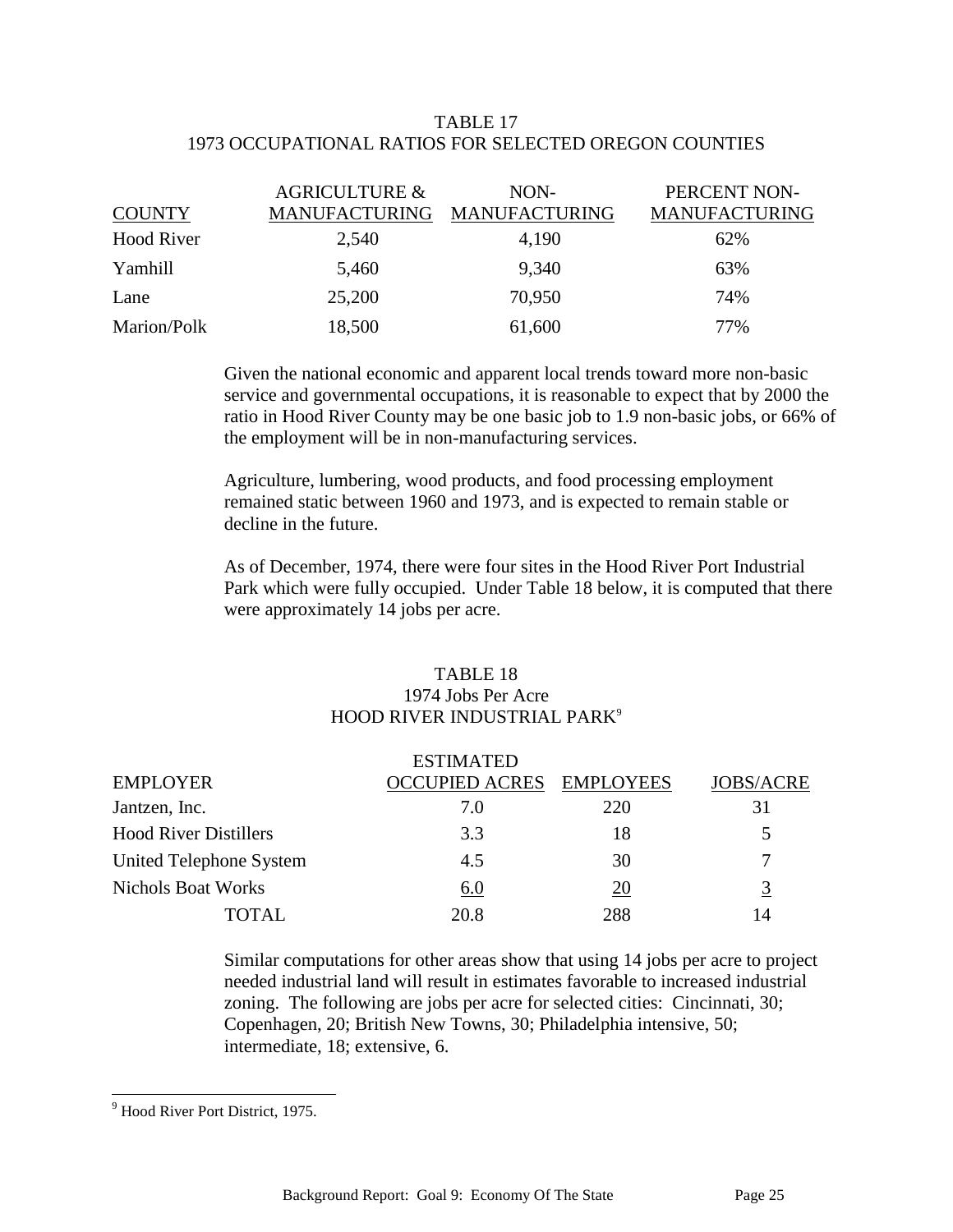TABLE 17
1973 OCCUPATIONAL RATIOS FOR SELECTED OREGON COUNTIES

| COUNTY | AGRICULTURE & MANUFACTURING | NON-MANUFACTURING | PERCENT NON-MANUFACTURING |
|---|---|---|---|
| Hood River | 2,540 | 4,190 | 62% |
| Yamhill | 5,460 | 9,340 | 63% |
| Lane | 25,200 | 70,950 | 74% |
| Marion/Polk | 18,500 | 61,600 | 77% |

Given the national economic and apparent local trends toward more non-basic service and governmental occupations, it is reasonable to expect that by 2000 the ratio in Hood River County may be one basic job to 1.9 non-basic jobs, or 66% of the employment will be in non-manufacturing services.

Agriculture, lumbering, wood products, and food processing employment remained static between 1960 and 1973, and is expected to remain stable or decline in the future.

As of December, 1974, there were four sites in the Hood River Port Industrial Park which were fully occupied. Under Table 18 below, it is computed that there were approximately 14 jobs per acre.

TABLE 18
1974 Jobs Per Acre
HOOD RIVER INDUSTRIAL PARK[9]

| EMPLOYER | ESTIMATED OCCUPIED ACRES | EMPLOYEES | JOBS/ACRE |
|---|---|---|---|
| Jantzen, Inc. | 7.0 | 220 | 31 |
| Hood River Distillers | 3.3 | 18 | 5 |
| United Telephone System | 4.5 | 30 | 7 |
| Nichols Boat Works | 6.0 | 20 | 3 |
| TOTAL | 20.8 | 288 | 14 |

Similar computations for other areas show that using 14 jobs per acre to project needed industrial land will result in estimates favorable to increased industrial zoning. The following are jobs per acre for selected cities: Cincinnati, 30; Copenhagen, 20; British New Towns, 30; Philadelphia intensive, 50; intermediate, 18; extensive, 6.

[9] Hood River Port District, 1975.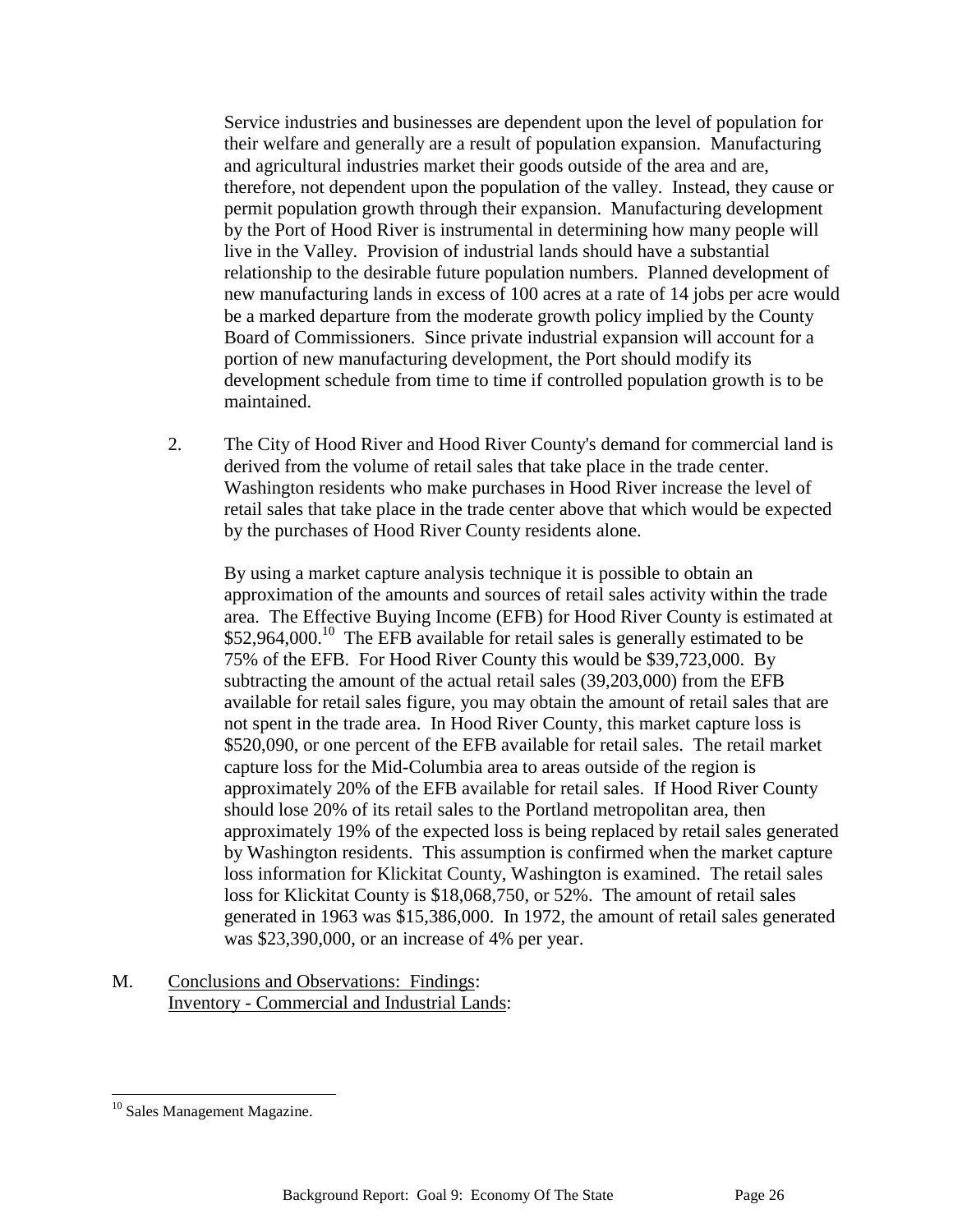Service industries and businesses are dependent upon the level of population for their welfare and generally are a result of population expansion. Manufacturing and agricultural industries market their goods outside of the area and are, therefore, not dependent upon the population of the valley. Instead, they cause or permit population growth through their expansion. Manufacturing development by the Port of Hood River is instrumental in determining how many people will live in the Valley. Provision of industrial lands should have a substantial relationship to the desirable future population numbers. Planned development of new manufacturing lands in excess of 100 acres at a rate of 14 jobs per acre would be a marked departure from the moderate growth policy implied by the County Board of Commissioners. Since private industrial expansion will account for a portion of new manufacturing development, the Port should modify its development schedule from time to time if controlled population growth is to be maintained.

2. The City of Hood River and Hood River County's demand for commercial land is derived from the volume of retail sales that take place in the trade center. Washington residents who make purchases in Hood River increase the level of retail sales that take place in the trade center above that which would be expected by the purchases of Hood River County residents alone.

   By using a market capture analysis technique it is possible to obtain an approximation of the amounts and sources of retail sales activity within the trade area. The Effective Buying Income (EFB) for Hood River County is estimated at $52,964,000.[10] The EFB available for retail sales is generally estimated to be 75% of the EFB. For Hood River County this would be $39,723,000. By subtracting the amount of the actual retail sales (39,203,000) from the EFB available for retail sales figure, you may obtain the amount of retail sales that are not spent in the trade area. In Hood River County, this market capture loss is $520,090, or one percent of the EFB available for retail sales. The retail market capture loss for the Mid-Columbia area to areas outside of the region is approximately 20% of the EFB available for retail sales. If Hood River County should lose 20% of its retail sales to the Portland metropolitan area, then approximately 19% of the expected loss is being replaced by retail sales generated by Washington residents. This assumption is confirmed when the market capture loss information for Klickitat County, Washington is examined. The retail sales loss for Klickitat County is $18,068,750, or 52%. The amount of retail sales generated in 1963 was $15,386,000. In 1972, the amount of retail sales generated was $23,390,000, or an increase of 4% per year.

M. Conclusions and Observations: Findings:
Inventory - Commercial and Industrial Lands:

[10] Sales Management Magazine.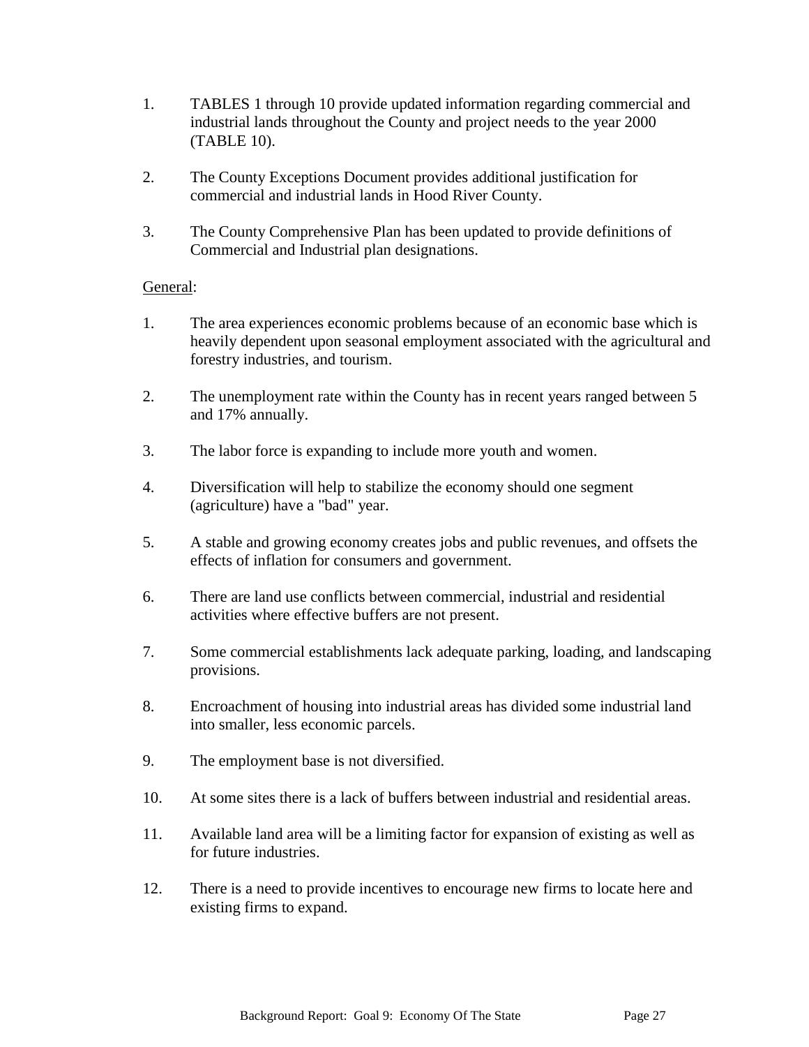1. TABLES 1 through 10 provide updated information regarding commercial and industrial lands throughout the County and project needs to the year 2000 (TABLE 10).

2. The County Exceptions Document provides additional justification for commercial and industrial lands in Hood River County.

3. The County Comprehensive Plan has been updated to provide definitions of Commercial and Industrial plan designations.

<u>General</u>:

1. The area experiences economic problems because of an economic base which is heavily dependent upon seasonal employment associated with the agricultural and forestry industries, and tourism.

2. The unemployment rate within the County has in recent years ranged between 5 and 17% annually.

3. The labor force is expanding to include more youth and women.

4. Diversification will help to stabilize the economy should one segment (agriculture) have a "bad" year.

5. A stable and growing economy creates jobs and public revenues, and offsets the effects of inflation for consumers and government.

6. There are land use conflicts between commercial, industrial and residential activities where effective buffers are not present.

7. Some commercial establishments lack adequate parking, loading, and landscaping provisions.

8. Encroachment of housing into industrial areas has divided some industrial land into smaller, less economic parcels.

9. The employment base is not diversified.

10. At some sites there is a lack of buffers between industrial and residential areas.

11. Available land area will be a limiting factor for expansion of existing as well as for future industries.

12. There is a need to provide incentives to encourage new firms to locate here and existing firms to expand.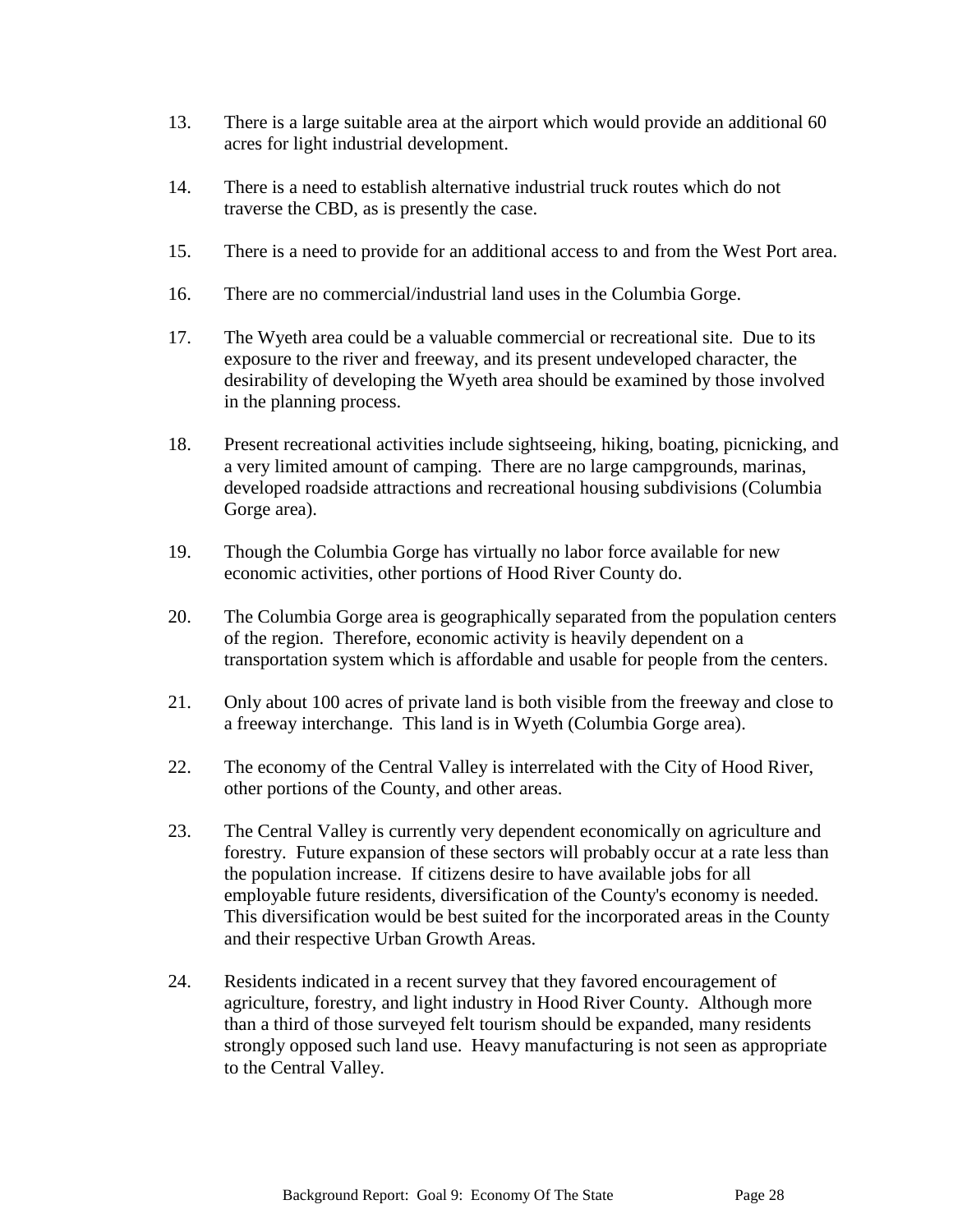13. There is a large suitable area at the airport which would provide an additional 60 acres for light industrial development.

14. There is a need to establish alternative industrial truck routes which do not traverse the CBD, as is presently the case.

15. There is a need to provide for an additional access to and from the West Port area.

16. There are no commercial/industrial land uses in the Columbia Gorge.

17. The Wyeth area could be a valuable commercial or recreational site. Due to its exposure to the river and freeway, and its present undeveloped character, the desirability of developing the Wyeth area should be examined by those involved in the planning process.

18. Present recreational activities include sightseeing, hiking, boating, picnicking, and a very limited amount of camping. There are no large campgrounds, marinas, developed roadside attractions and recreational housing subdivisions (Columbia Gorge area).

19. Though the Columbia Gorge has virtually no labor force available for new economic activities, other portions of Hood River County do.

20. The Columbia Gorge area is geographically separated from the population centers of the region. Therefore, economic activity is heavily dependent on a transportation system which is affordable and usable for people from the centers.

21. Only about 100 acres of private land is both visible from the freeway and close to a freeway interchange. This land is in Wyeth (Columbia Gorge area).

22. The economy of the Central Valley is interrelated with the City of Hood River, other portions of the County, and other areas.

23. The Central Valley is currently very dependent economically on agriculture and forestry. Future expansion of these sectors will probably occur at a rate less than the population increase. If citizens desire to have available jobs for all employable future residents, diversification of the County's economy is needed. This diversification would be best suited for the incorporated areas in the County and their respective Urban Growth Areas.

24. Residents indicated in a recent survey that they favored encouragement of agriculture, forestry, and light industry in Hood River County. Although more than a third of those surveyed felt tourism should be expanded, many residents strongly opposed such land use. Heavy manufacturing is not seen as appropriate to the Central Valley.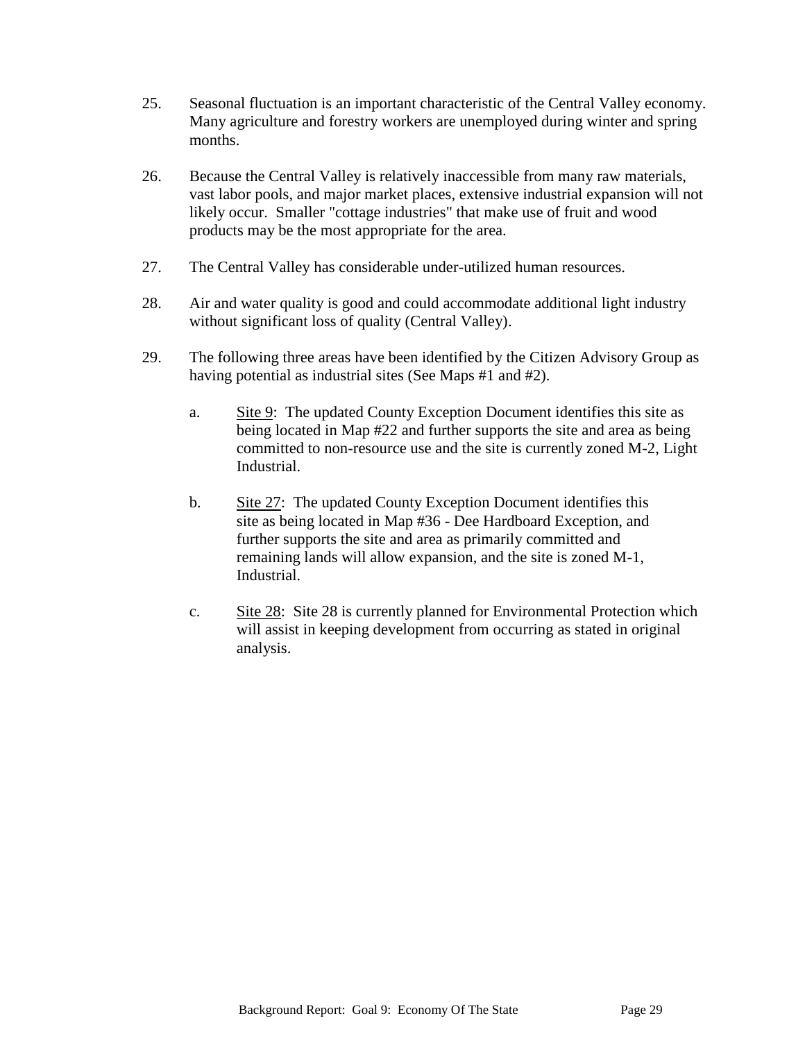25. Seasonal fluctuation is an important characteristic of the Central Valley economy. Many agriculture and forestry workers are unemployed during winter and spring months.

26. Because the Central Valley is relatively inaccessible from many raw materials, vast labor pools, and major market places, extensive industrial expansion will not likely occur. Smaller "cottage industries" that make use of fruit and wood products may be the most appropriate for the area.

27. The Central Valley has considerable under-utilized human resources.

28. Air and water quality is good and could accommodate additional light industry without significant loss of quality (Central Valley).

29. The following three areas have been identified by the Citizen Advisory Group as having potential as industrial sites (See Maps #1 and #2).

    a. <u>Site 9</u>: The updated County Exception Document identifies this site as being located in Map #22 and further supports the site and area as being committed to non-resource use and the site is currently zoned M-2, Light Industrial.

    b. <u>Site 27</u>: The updated County Exception Document identifies this site as being located in Map #36 - Dee Hardboard Exception, and further supports the site and area as primarily committed and remaining lands will allow expansion, and the site is zoned M-1, Industrial.

    c. <u>Site 28</u>: Site 28 is currently planned for Environmental Protection which will assist in keeping development from occurring as stated in original analysis.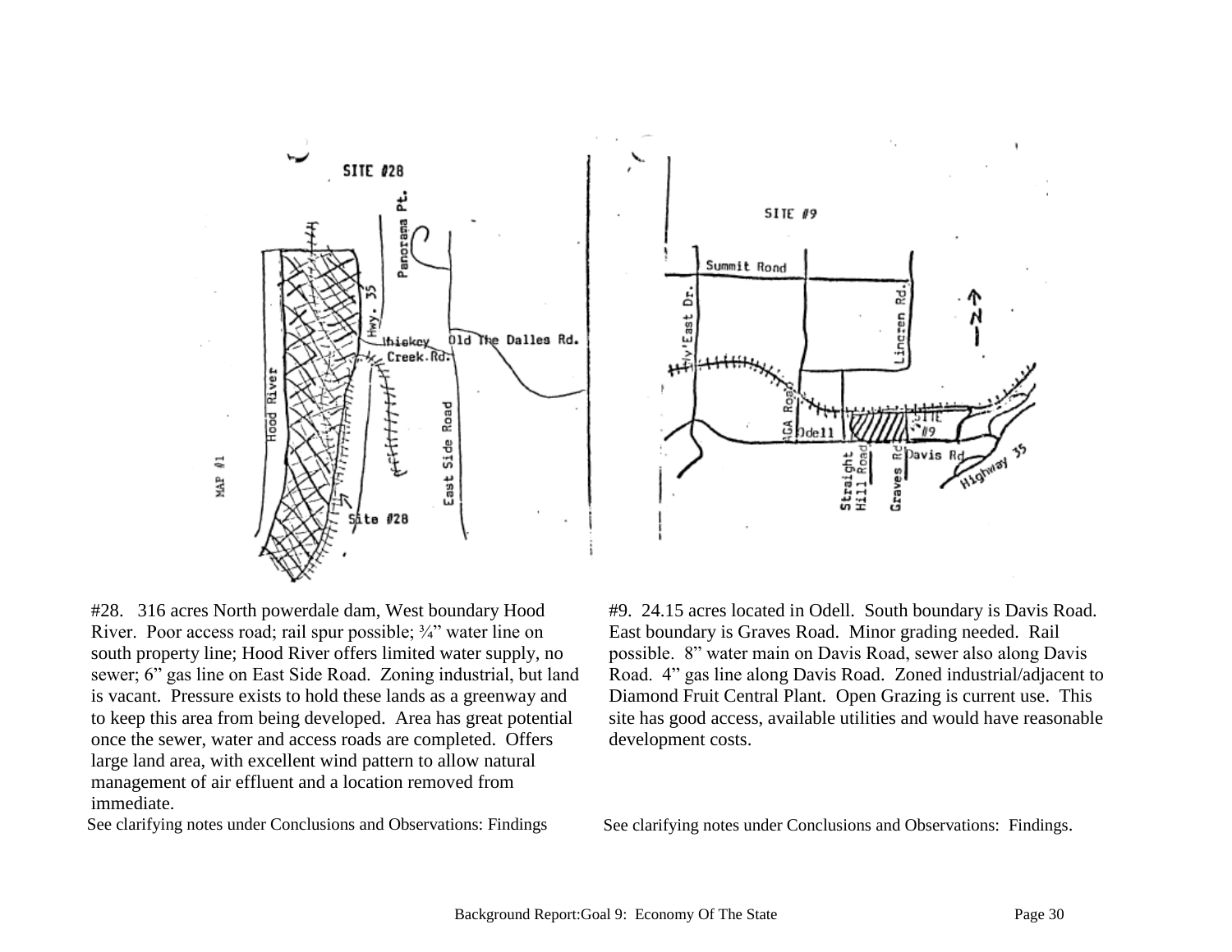#28. 316 acres North powerdale dam, West boundary Hood River. Poor access road; rail spur possible; ¾" water line on south property line; Hood River offers limited water supply, no sewer; 6" gas line on East Side Road. Zoning industrial, but land is vacant. Pressure exists to hold these lands as a greenway and to keep this area from being developed. Area has great potential once the sewer, water and access roads are completed. Offers large land area, with excellent wind pattern to allow natural management of air effluent and a location removed from immediate.

See clarifying notes under Conclusions and Observations: Findings

#9. 24.15 acres located in Odell. South boundary is Davis Road. East boundary is Graves Road. Minor grading needed. Rail possible. 8" water main on Davis Road, sewer also along Davis Road. 4" gas line along Davis Road. Zoned industrial/adjacent to Diamond Fruit Central Plant. Open Grazing is current use. This site has good access, available utilities and would have reasonable development costs.

See clarifying notes under Conclusions and Observations: Findings.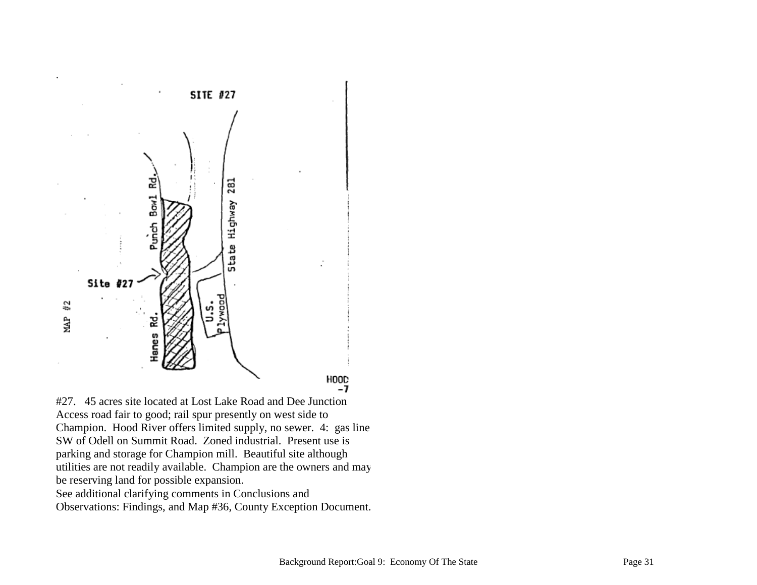SITE #27

#27.   45 acres site located at Lost Lake Road and Dee Junction Access road fair to good; rail spur presently on west side to Champion.  Hood River offers limited supply, no sewer.  4:  gas line SW of Odell on Summit Road.  Zoned industrial.  Present use is parking and storage for Champion mill.  Beautiful site although utilities are not readily available.  Champion are the owners and may be reserving land for possible expansion.

See additional clarifying comments in Conclusions and Observations: Findings, and Map #36, County Exception Document.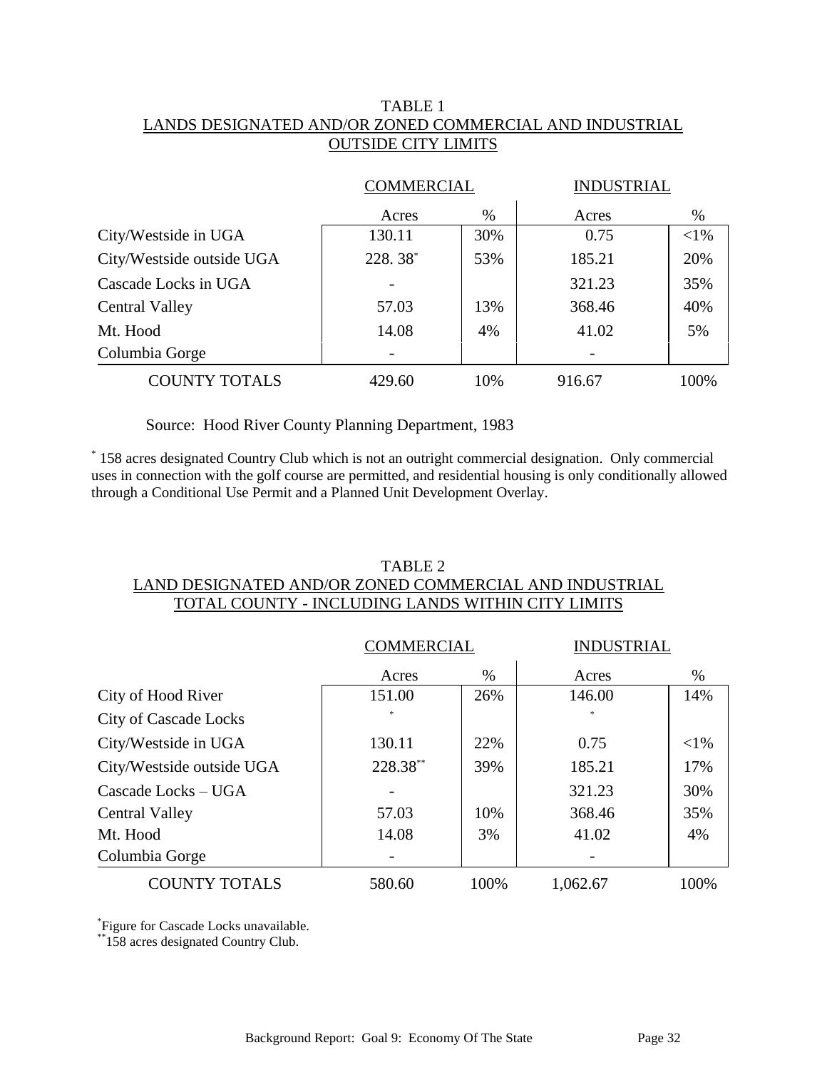TABLE 1
LANDS DESIGNATED AND/OR ZONED COMMERCIAL AND INDUSTRIAL
OUTSIDE CITY LIMITS

| | COMMERCIAL | | INDUSTRIAL | |
|---|---|---|---|---|
| | Acres | % | Acres | % |
| City/Westside in UGA | 130.11 | 30% | 0.75 | <1% |
| City/Westside outside UGA | 228. 38* | 53% | 185.21 | 20% |
| Cascade Locks in UGA | - | | 321.23 | 35% |
| Central Valley | 57.03 | 13% | 368.46 | 40% |
| Mt. Hood | 14.08 | 4% | 41.02 | 5% |
| Columbia Gorge | - | | - | |
| COUNTY TOTALS | 429.60 | 10% | 916.67 | 100% |

Source: Hood River County Planning Department, 1983

* 158 acres designated Country Club which is not an outright commercial designation. Only commercial uses in connection with the golf course are permitted, and residential housing is only conditionally allowed through a Conditional Use Permit and a Planned Unit Development Overlay.

TABLE 2
LAND DESIGNATED AND/OR ZONED COMMERCIAL AND INDUSTRIAL
TOTAL COUNTY - INCLUDING LANDS WITHIN CITY LIMITS

| | COMMERCIAL | | INDUSTRIAL | |
|---|---|---|---|---|
| | Acres | % | Acres | % |
| City of Hood River | 151.00 | 26% | 146.00 | 14% |
| City of Cascade Locks | * | | * | |
| City/Westside in UGA | 130.11 | 22% | 0.75 | <1% |
| City/Westside outside UGA | 228.38** | 39% | 185.21 | 17% |
| Cascade Locks – UGA | - | | 321.23 | 30% |
| Central Valley | 57.03 | 10% | 368.46 | 35% |
| Mt. Hood | 14.08 | 3% | 41.02 | 4% |
| Columbia Gorge | - | | - | |
| COUNTY TOTALS | 580.60 | 100% | 1,062.67 | 100% |

*Figure for Cascade Locks unavailable.
**158 acres designated Country Club.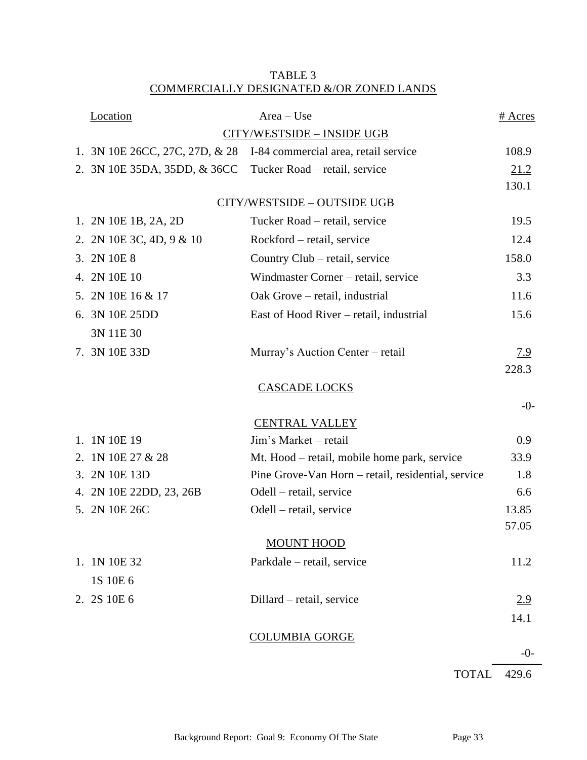# TABLE 3
## COMMERCIALLY DESIGNATED &/OR ZONED LANDS

| Location | Area – Use | # Acres |
|---|---|---|
| | **CITY/WESTSIDE – INSIDE UGB** | |
| 1. 3N 10E 26CC, 27C, 27D, & 28 | I-84 commercial area, retail service | 108.9 |
| 2. 3N 10E 35DA, 35DD, & 36CC | Tucker Road – retail, service | 21.2 |
| | | 130.1 |
| | **CITY/WESTSIDE – OUTSIDE UGB** | |
| 1. 2N 10E 1B, 2A, 2D | Tucker Road – retail, service | 19.5 |
| 2. 2N 10E 3C, 4D, 9 & 10 | Rockford – retail, service | 12.4 |
| 3. 2N 10E 8 | Country Club – retail, service | 158.0 |
| 4. 2N 10E 10 | Windmaster Corner – retail, service | 3.3 |
| 5. 2N 10E 16 & 17 | Oak Grove – retail, industrial | 11.6 |
| 6. 3N 10E 25DD<br>3N 11E 30 | East of Hood River – retail, industrial | 15.6 |
| 7. 3N 10E 33D | Murray's Auction Center – retail | 7.9 |
| | | 228.3 |
| | **CASCADE LOCKS** | |
| | | -0- |
| | **CENTRAL VALLEY** | |
| 1. 1N 10E 19 | Jim's Market – retail | 0.9 |
| 2. 1N 10E 27 & 28 | Mt. Hood – retail, mobile home park, service | 33.9 |
| 3. 2N 10E 13D | Pine Grove-Van Horn – retail, residential, service | 1.8 |
| 4. 2N 10E 22DD, 23, 26B | Odell – retail, service | 6.6 |
| 5. 2N 10E 26C | Odell – retail, service | 13.85 |
| | | 57.05 |
| | **MOUNT HOOD** | |
| 1. 1N 10E 32<br>1S 10E 6 | Parkdale – retail, service | 11.2 |
| 2. 2S 10E 6 | Dillard – retail, service | 2.9 |
| | | 14.1 |
| | **COLUMBIA GORGE** | |
| | | -0- |
| | TOTAL | 429.6 |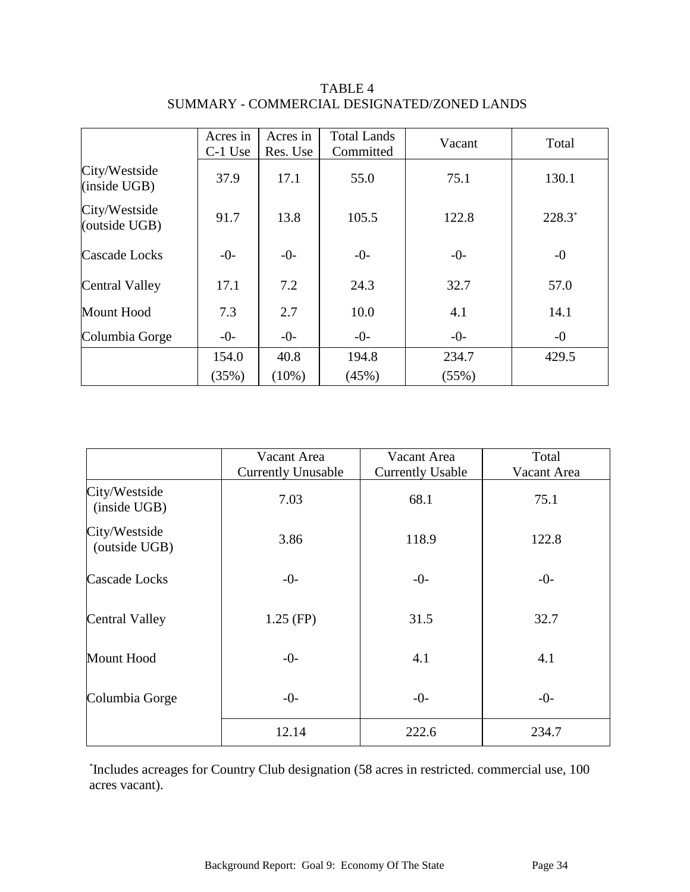TABLE 4
SUMMARY - COMMERCIAL DESIGNATED/ZONED LANDS

| | Acres in C-1 Use | Acres in Res. Use | Total Lands Committed | Vacant | Total |
|---|---|---|---|---|---|
| City/Westside (inside UGB) | 37.9 | 17.1 | 55.0 | 75.1 | 130.1 |
| City/Westside (outside UGB) | 91.7 | 13.8 | 105.5 | 122.8 | 228.3* |
| Cascade Locks | -0- | -0- | -0- | -0- | -0 |
| Central Valley | 17.1 | 7.2 | 24.3 | 32.7 | 57.0 |
| Mount Hood | 7.3 | 2.7 | 10.0 | 4.1 | 14.1 |
| Columbia Gorge | -0- | -0- | -0- | -0- | -0 |
| | 154.0 (35%) | 40.8 (10%) | 194.8 (45%) | 234.7 (55%) | 429.5 |

| | Vacant Area Currently Unusable | Vacant Area Currently Usable | Total Vacant Area |
|---|---|---|---|
| City/Westside (inside UGB) | 7.03 | 68.1 | 75.1 |
| City/Westside (outside UGB) | 3.86 | 118.9 | 122.8 |
| Cascade Locks | -0- | -0- | -0- |
| Central Valley | 1.25 (FP) | 31.5 | 32.7 |
| Mount Hood | -0- | 4.1 | 4.1 |
| Columbia Gorge | -0- | -0- | -0- |
| | 12.14 | 222.6 | 234.7 |

*Includes acreages for Country Club designation (58 acres in restricted. commercial use, 100 acres vacant).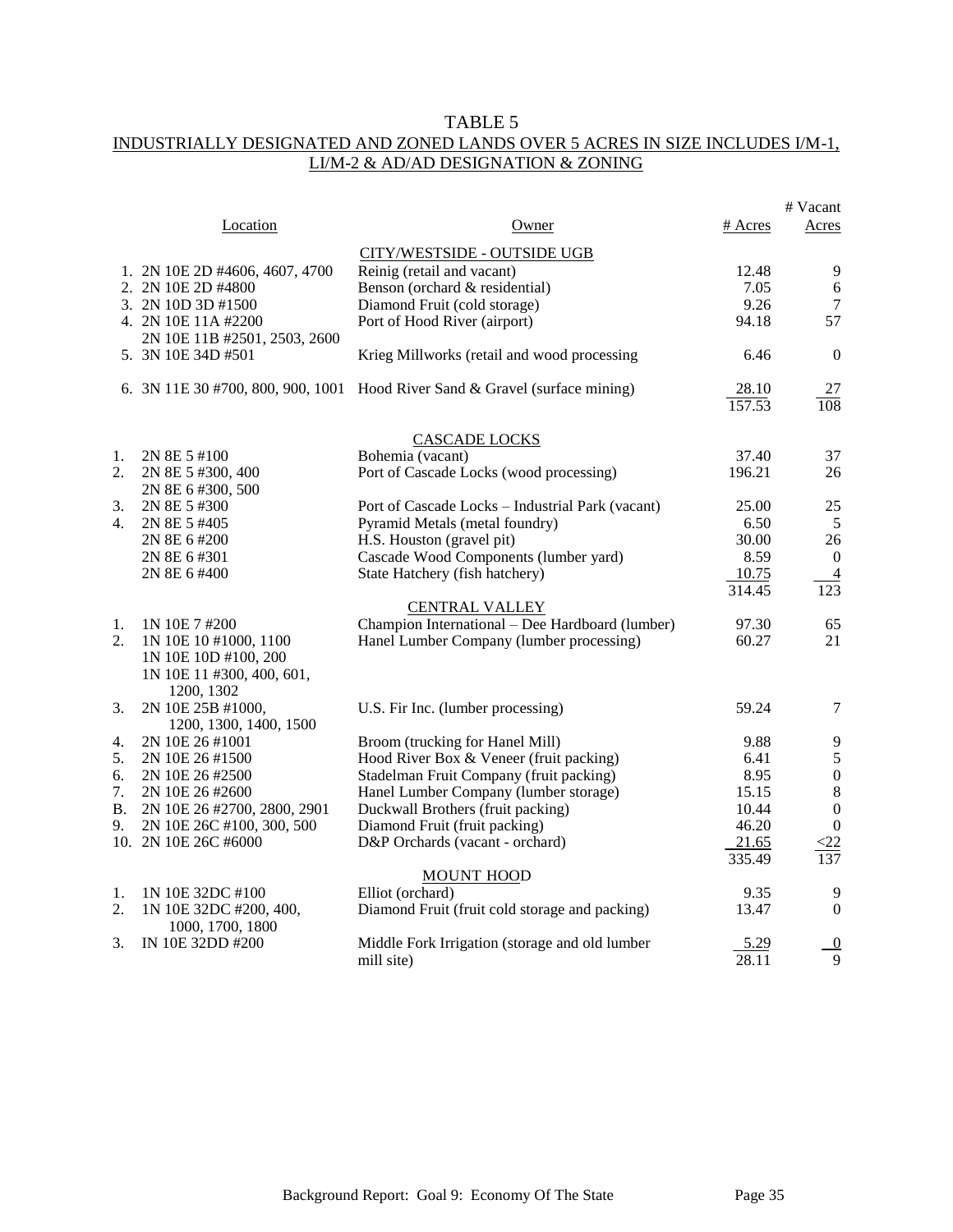# TABLE 5
## INDUSTRIALLY DESIGNATED AND ZONED LANDS OVER 5 ACRES IN SIZE INCLUDES I/M-1, LI/M-2 & AD/AD DESIGNATION & ZONING

| | Location | Owner | # Acres | # Vacant Acres |
|---|---|---|---|---|
| | | **CITY/WESTSIDE - OUTSIDE UGB** | | |
| 1. | 2N 10E 2D #4606, 4607, 4700 | Reinig (retail and vacant) | 12.48 | 9 |
| 2. | 2N 10E 2D #4800 | Benson (orchard & residential) | 7.05 | 6 |
| 3. | 2N 10D 3D #1500 | Diamond Fruit (cold storage) | 9.26 | 7 |
| 4. | 2N 10E 11A #2200<br>2N 10E 11B #2501, 2503, 2600 | Port of Hood River (airport) | 94.18 | 57 |
| 5. | 3N 10E 34D #501 | Krieg Millworks (retail and wood processing | 6.46 | 0 |
| 6. | 3N 11E 30 #700, 800, 900, 1001 | Hood River Sand & Gravel (surface mining) | 28.10 | 27 |
| | | | 157.53 | 108 |
| | | **CASCADE LOCKS** | | |
| 1. | 2N 8E 5 #100 | Bohemia (vacant) | 37.40 | 37 |
| 2. | 2N 8E 5 #300, 400<br>2N 8E 6 #300, 500 | Port of Cascade Locks (wood processing) | 196.21 | 26 |
| 3. | 2N 8E 5 #300 | Port of Cascade Locks – Industrial Park (vacant) | 25.00 | 25 |
| 4. | 2N 8E 5 #405 | Pyramid Metals (metal foundry) | 6.50 | 5 |
| | 2N 8E 6 #200 | H.S. Houston (gravel pit) | 30.00 | 26 |
| | 2N 8E 6 #301 | Cascade Wood Components (lumber yard) | 8.59 | 0 |
| | 2N 8E 6 #400 | State Hatchery (fish hatchery) | 10.75 | 4 |
| | | | 314.45 | 123 |
| | | **CENTRAL VALLEY** | | |
| 1. | 1N 10E 7 #200 | Champion International – Dee Hardboard (lumber) | 97.30 | 65 |
| 2. | 1N 10E 10 #1000, 1100<br>1N 10E 10D #100, 200<br>1N 10E 11 #300, 400, 601, 1200, 1302 | Hanel Lumber Company (lumber processing) | 60.27 | 21 |
| 3. | 2N 10E 25B #1000, 1200, 1300, 1400, 1500 | U.S. Fir Inc. (lumber processing) | 59.24 | 7 |
| 4. | 2N 10E 26 #1001 | Broom (trucking for Hanel Mill) | 9.88 | 9 |
| 5. | 2N 10E 26 #1500 | Hood River Box & Veneer (fruit packing) | 6.41 | 5 |
| 6. | 2N 10E 26 #2500 | Stadelman Fruit Company (fruit packing) | 8.95 | 0 |
| 7. | 2N 10E 26 #2600 | Hanel Lumber Company (lumber storage) | 15.15 | 8 |
| B. | 2N 10E 26 #2700, 2800, 2901 | Duckwall Brothers (fruit packing) | 10.44 | 0 |
| 9. | 2N 10E 26C #100, 300, 500 | Diamond Fruit (fruit packing) | 46.20 | 0 |
| 10. | 2N 10E 26C #6000 | D&P Orchards (vacant - orchard) | 21.65 | <22 |
| | | | 335.49 | 137 |
| | | **MOUNT HOOD** | | |
| 1. | 1N 10E 32DC #100 | Elliot (orchard) | 9.35 | 9 |
| 2. | 1N 10E 32DC #200, 400, 1000, 1700, 1800 | Diamond Fruit (fruit cold storage and packing) | 13.47 | 0 |
| 3. | IN 10E 32DD #200 | Middle Fork Irrigation (storage and old lumber mill site) | 5.29 | 0 |
| | | | 28.11 | 9 |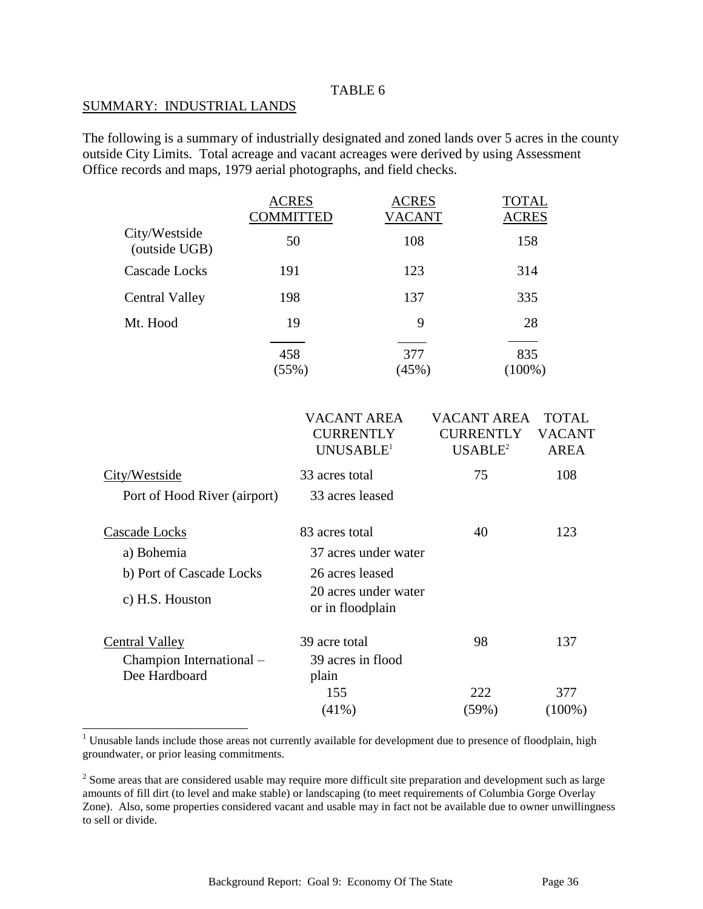TABLE 6

SUMMARY: INDUSTRIAL LANDS

The following is a summary of industrially designated and zoned lands over 5 acres in the county outside City Limits. Total acreage and vacant acreages were derived by using Assessment Office records and maps, 1979 aerial photographs, and field checks.

| | ACRES COMMITTED | ACRES VACANT | TOTAL ACRES |
|---|---|---|---|
| City/Westside (outside UGB) | 50 | 108 | 158 |
| Cascade Locks | 191 | 123 | 314 |
| Central Valley | 198 | 137 | 335 |
| Mt. Hood | 19 | 9 | 28 |
| | 458 (55%) | 377 (45%) | 835 (100%) |

| | VACANT AREA CURRENTLY UNUSABLE[1] | VACANT AREA CURRENTLY USABLE[2] | TOTAL VACANT AREA |
|---|---|---|---|
| City/Westside | 33 acres total | 75 | 108 |
| Port of Hood River (airport) | 33 acres leased | | |
| Cascade Locks | 83 acres total | 40 | 123 |
| a) Bohemia | 37 acres under water | | |
| b) Port of Cascade Locks | 26 acres leased | | |
| c) H.S. Houston | 20 acres under water or in floodplain | | |
| Central Valley | 39 acre total | 98 | 137 |
| Champion International – Dee Hardboard | 39 acres in flood plain | | |
| | 155 (41%) | 222 (59%) | 377 (100%) |

[1] Unusable lands include those areas not currently available for development due to presence of floodplain, high groundwater, or prior leasing commitments.

[2] Some areas that are considered usable may require more difficult site preparation and development such as large amounts of fill dirt (to level and make stable) or landscaping (to meet requirements of Columbia Gorge Overlay Zone). Also, some properties considered vacant and usable may in fact not be available due to owner unwillingness to sell or divide.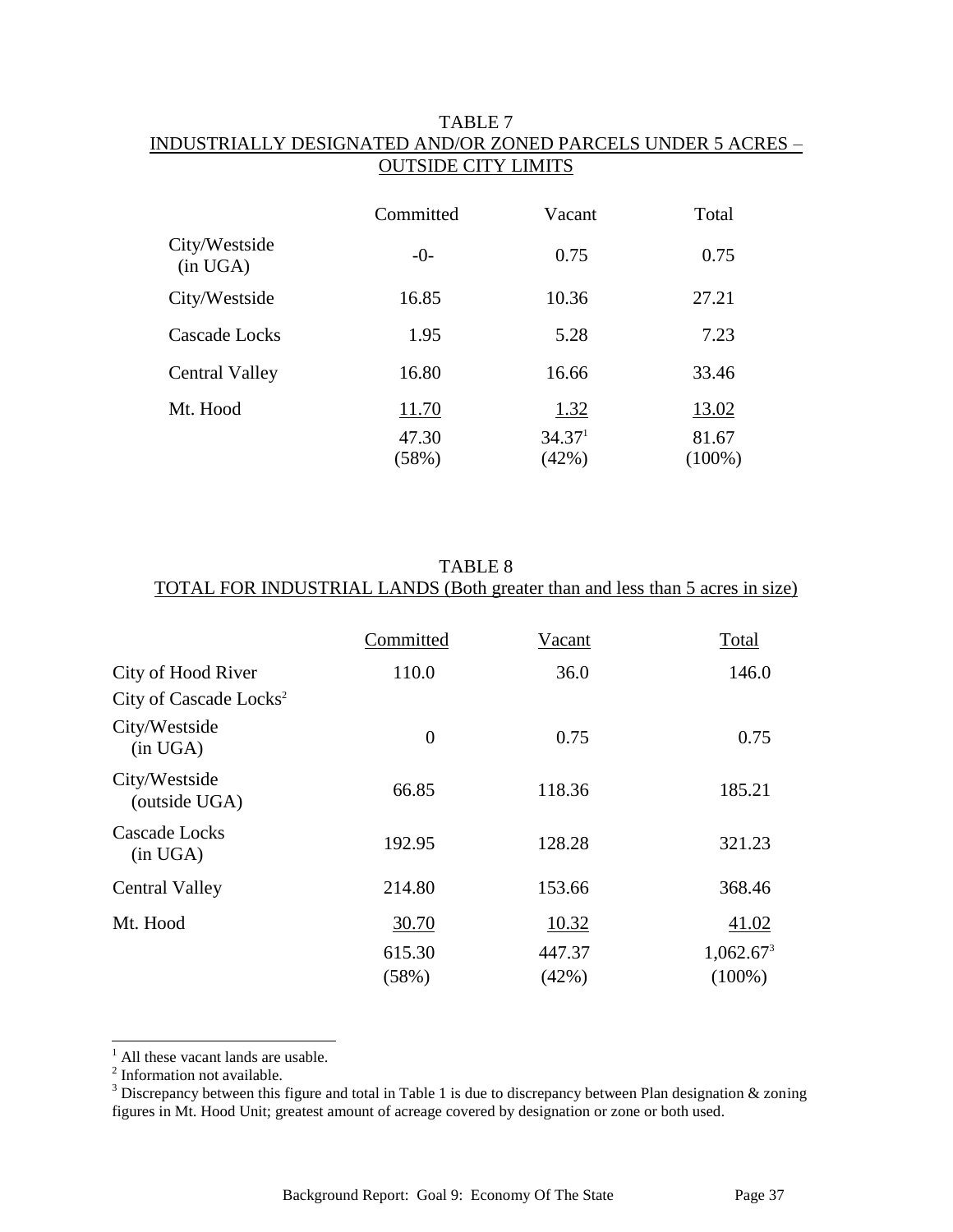TABLE 7

INDUSTRIALLY DESIGNATED AND/OR ZONED PARCELS UNDER 5 ACRES – OUTSIDE CITY LIMITS

| | Committed | Vacant | Total |
|---|---|---|---|
| City/Westside (in UGA) | -0- | 0.75 | 0.75 |
| City/Westside | 16.85 | 10.36 | 27.21 |
| Cascade Locks | 1.95 | 5.28 | 7.23 |
| Central Valley | 16.80 | 16.66 | 33.46 |
| Mt. Hood | 11.70 | 1.32 | 13.02 |
| | 47.30 (58%) | 34.37[1] (42%) | 81.67 (100%) |

TABLE 8

TOTAL FOR INDUSTRIAL LANDS (Both greater than and less than 5 acres in size)

| | Committed | Vacant | Total |
|---|---|---|---|
| City of Hood River | 110.0 | 36.0 | 146.0 |
| City of Cascade Locks[2] | | | |
| City/Westside (in UGA) | 0 | 0.75 | 0.75 |
| City/Westside (outside UGA) | 66.85 | 118.36 | 185.21 |
| Cascade Locks (in UGA) | 192.95 | 128.28 | 321.23 |
| Central Valley | 214.80 | 153.66 | 368.46 |
| Mt. Hood | 30.70 | 10.32 | 41.02 |
| | 615.30 (58%) | 447.37 (42%) | 1,062.67[3] (100%) |

[1] All these vacant lands are usable.

[2] Information not available.

[3] Discrepancy between this figure and total in Table 1 is due to discrepancy between Plan designation & zoning figures in Mt. Hood Unit; greatest amount of acreage covered by designation or zone or both used.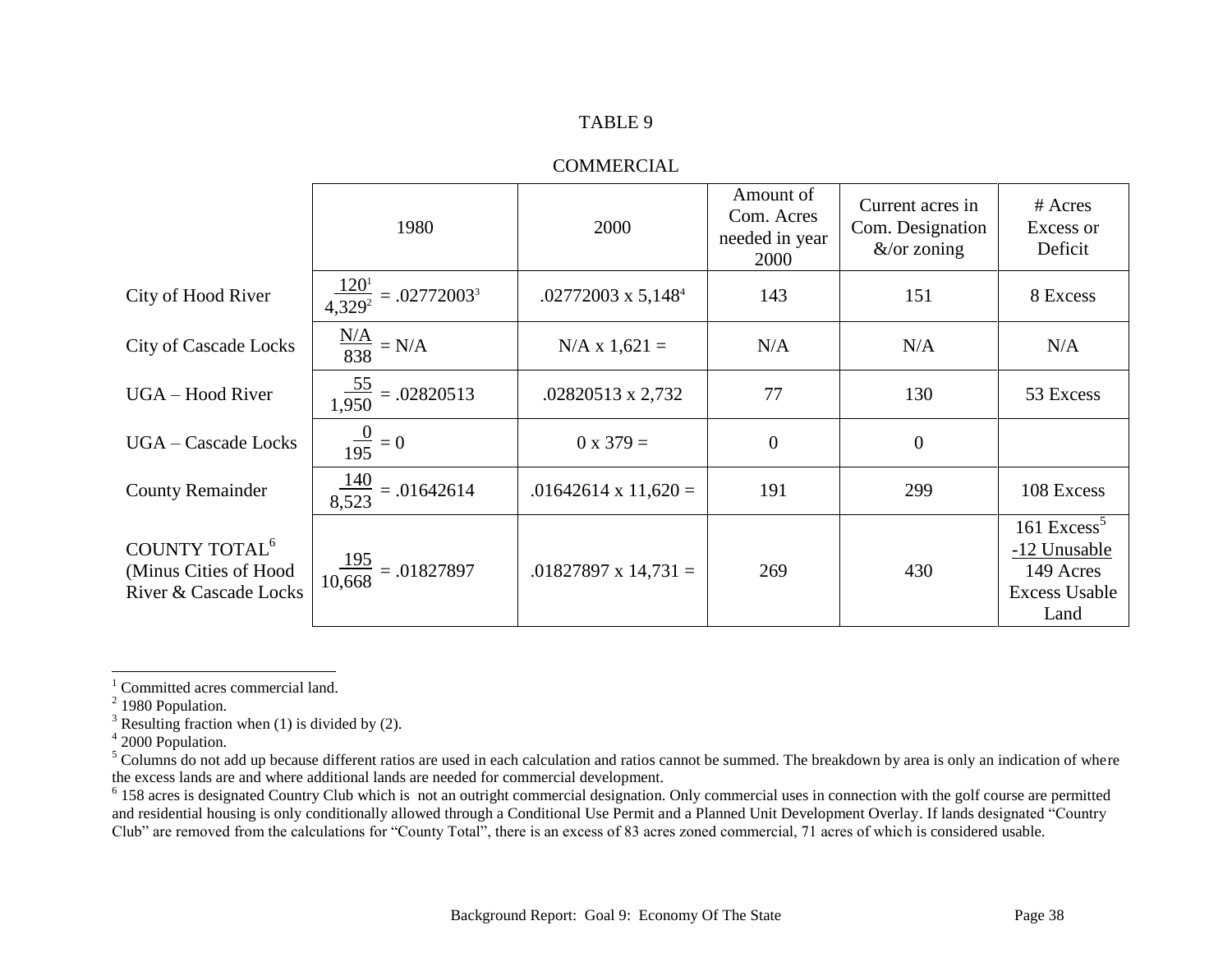TABLE 9

COMMERCIAL

| | 1980 | 2000 | Amount of Com. Acres needed in year 2000 | Current acres in Com. Designation &/or zoning | # Acres Excess or Deficit |
|---|---|---|---|---|---|
| City of Hood River | $\frac{120^{1}}{4{,}329^{2}}$ = .02772003[3] | .02772003 x 5,148[4] | 143 | 151 | 8 Excess |
| City of Cascade Locks | $\frac{N/A}{838}$ = N/A | N/A x 1,621 = | N/A | N/A | N/A |
| UGA – Hood River | $\frac{55}{1{,}950}$ = .02820513 | .02820513 x 2,732 | 77 | 130 | 53 Excess |
| UGA – Cascade Locks | $\frac{0}{195}$ = 0 | 0 x 379 = | 0 | 0 | |
| County Remainder | $\frac{140}{8{,}523}$ = .01642614 | .01642614 x 11,620 = | 191 | 299 | 108 Excess |
| COUNTY TOTAL[6] (Minus Cities of Hood River & Cascade Locks | $\frac{195}{10{,}668}$ = .01827897 | .01827897 x 14,731 = | 269 | 430 | 161 Excess[5] -12 Unusable 149 Acres Excess Usable Land |

[1] Committed acres commercial land.

[2] 1980 Population.

[3] Resulting fraction when (1) is divided by (2).

[4] 2000 Population.

[5] Columns do not add up because different ratios are used in each calculation and ratios cannot be summed. The breakdown by area is only an indication of where the excess lands are and where additional lands are needed for commercial development.

[6] 158 acres is designated Country Club which is not an outright commercial designation. Only commercial uses in connection with the golf course are permitted and residential housing is only conditionally allowed through a Conditional Use Permit and a Planned Unit Development Overlay. If lands designated "Country Club" are removed from the calculations for "County Total", there is an excess of 83 acres zoned commercial, 71 acres of which is considered usable.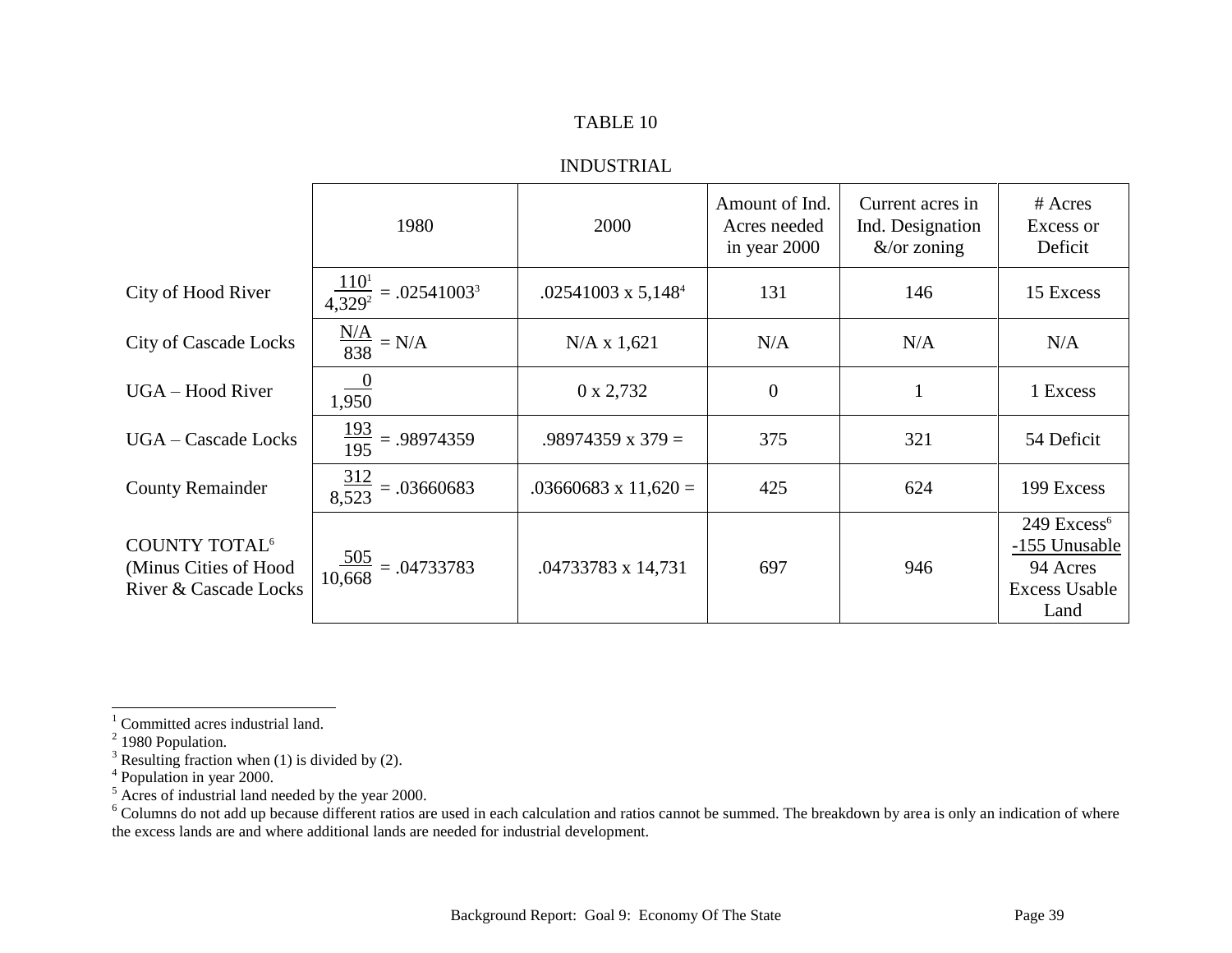TABLE 10

INDUSTRIAL

| | 1980 | 2000 | Amount of Ind. Acres needed in year 2000 | Current acres in Ind. Designation &/or zoning | # Acres Excess or Deficit |
|---|---|---|---|---|---|
| City of Hood River | $\frac{110^{1}}{4,329^{2}}$ = .02541003[3] | .02541003 x 5,148[4] | 131 | 146 | 15 Excess |
| City of Cascade Locks | $\frac{N/A}{838}$ = N/A | N/A x 1,621 | N/A | N/A | N/A |
| UGA – Hood River | $\frac{0}{1,950}$ | 0 x 2,732 | 0 | 1 | 1 Excess |
| UGA – Cascade Locks | $\frac{193}{195}$ = .98974359 | .98974359 x 379 = | 375 | 321 | 54 Deficit |
| County Remainder | $\frac{312}{8,523}$ = .03660683 | .03660683 x 11,620 = | 425 | 624 | 199 Excess |
| COUNTY TOTAL[6] (Minus Cities of Hood River & Cascade Locks | $\frac{505}{10,668}$ = .04733783 | .04733783 x 14,731 | 697 | 946 | 249 Excess[6] -155 Unusable 94 Acres Excess Usable Land |

[1] Committed acres industrial land.
[2] 1980 Population.
[3] Resulting fraction when (1) is divided by (2).
[4] Population in year 2000.
[5] Acres of industrial land needed by the year 2000.
[6] Columns do not add up because different ratios are used in each calculation and ratios cannot be summed. The breakdown by area is only an indication of where the excess lands are and where additional lands are needed for industrial development.